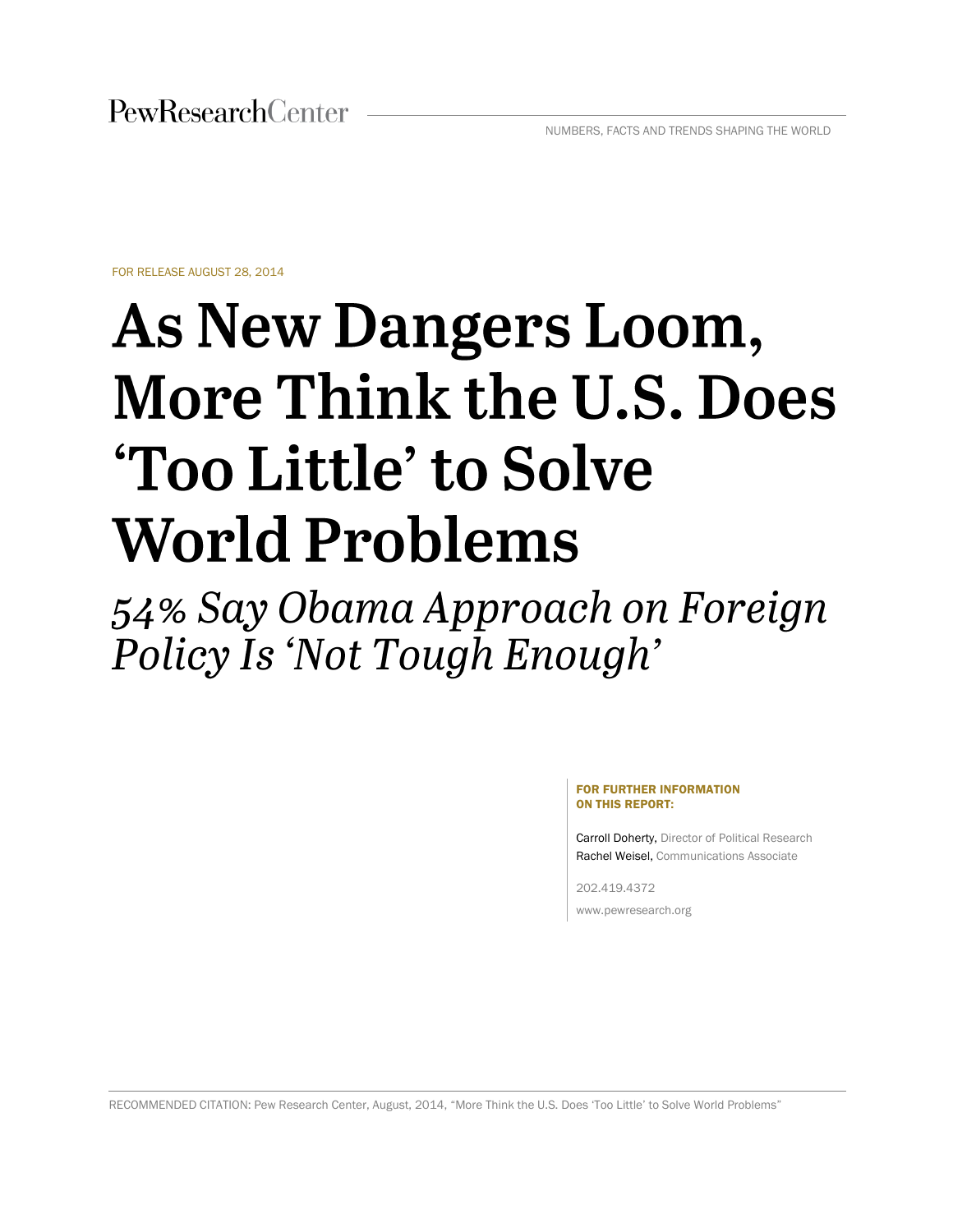PewResearchCenter

NUMBERS, FACTS AND TRENDS SHAPING THE WORLD

FOR RELEASE AUGUST 28, 2014

# As New Dangers Loom, More Think the U.S. Does 'Too Little' to Solve World Problems

## *54% Say Obama Approach on Foreign Policy Is 'Not Tough Enough'*

**FOR FURTHER INFORMATION ON THIS REPORT:**

Carroll Doherty, Director of Political Research
Rachel Weisel, Communications Associate

202.419.4372

www.pewresearch.org

RECOMMENDED CITATION: Pew Research Center, August, 2014, "More Think the U.S. Does 'Too Little' to Solve World Problems"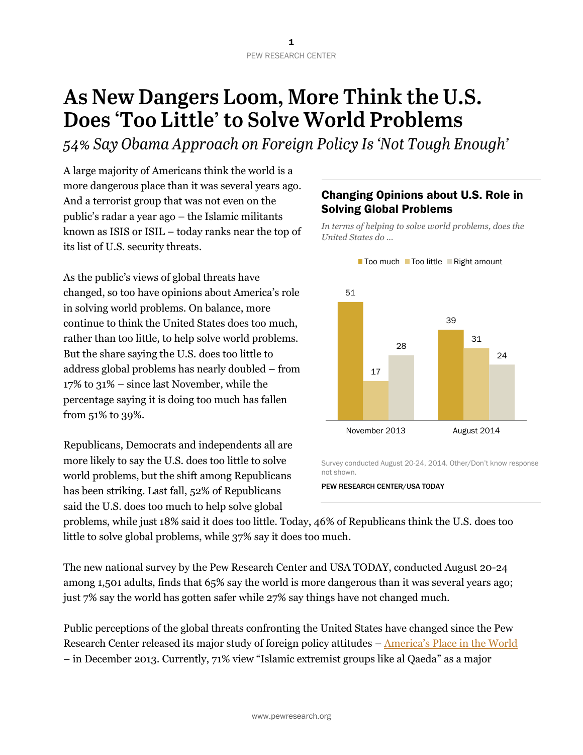# As New Dangers Loom, More Think the U.S. Does 'Too Little' to Solve World Problems

*54% Say Obama Approach on Foreign Policy Is 'Not Tough Enough'*

A large majority of Americans think the world is a more dangerous place than it was several years ago. And a terrorist group that was not even on the public's radar a year ago – the Islamic militants known as ISIS or ISIL – today ranks near the top of its list of U.S. security threats.

As the public's views of global threats have changed, so too have opinions about America's role in solving world problems. On balance, more continue to think the United States does too much, rather than too little, to help solve world problems. But the share saying the U.S. does too little to address global problems has nearly doubled – from 17% to 31% – since last November, while the percentage saying it is doing too much has fallen from 51% to 39%.

### Changing Opinions about U.S. Role in Solving Global Problems

*In terms of helping to solve world problems, does the United States do ...*

| | Too much | Too little | Right amount |
|---|---|---|---|
| November 2013 | 51 | 17 | 28 |
| August 2014 | 39 | 31 | 24 |

Survey conducted August 20-24, 2014. Other/Don't know response not shown.

PEW RESEARCH CENTER/USA TODAY

Republicans, Democrats and independents all are more likely to say the U.S. does too little to solve world problems, but the shift among Republicans has been striking. Last fall, 52% of Republicans said the U.S. does too much to help solve global problems, while just 18% said it does too little. Today, 46% of Republicans think the U.S. does too little to solve global problems, while 37% say it does too much.

The new national survey by the Pew Research Center and USA TODAY, conducted August 20-24 among 1,501 adults, finds that 65% say the world is more dangerous than it was several years ago; just 7% say the world has gotten safer while 27% say things have not changed much.

Public perceptions of the global threats confronting the United States have changed since the Pew Research Center released its major study of foreign policy attitudes – America's Place in the World – in December 2013. Currently, 71% view "Islamic extremist groups like al Qaeda" as a major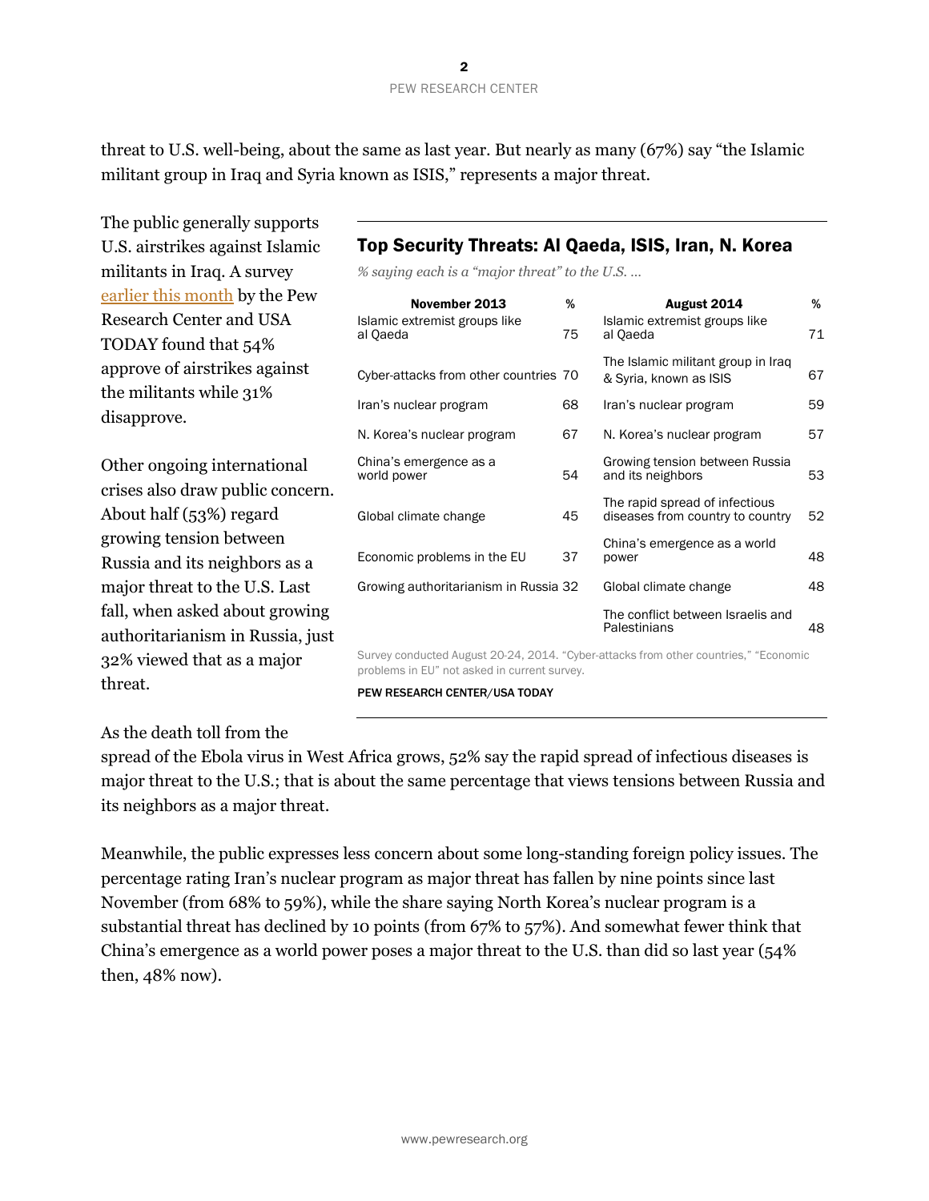threat to U.S. well-being, about the same as last year. But nearly as many (67%) say "the Islamic militant group in Iraq and Syria known as ISIS," represents a major threat.

The public generally supports U.S. airstrikes against Islamic militants in Iraq. A survey earlier this month by the Pew Research Center and USA TODAY found that 54% approve of airstrikes against the militants while 31% disapprove.

Other ongoing international crises also draw public concern. About half (53%) regard growing tension between Russia and its neighbors as a major threat to the U.S. Last fall, when asked about growing authoritarianism in Russia, just 32% viewed that as a major threat.

## Top Security Threats: Al Qaeda, ISIS, Iran, N. Korea

*% saying each is a "major threat" to the U.S. ...*

| November 2013 | % | August 2014 | % |
|---|---|---|---|
| Islamic extremist groups like al Qaeda | 75 | Islamic extremist groups like al Qaeda | 71 |
| Cyber-attacks from other countries | 70 | The Islamic militant group in Iraq & Syria, known as ISIS | 67 |
| Iran's nuclear program | 68 | Iran's nuclear program | 59 |
| N. Korea's nuclear program | 67 | N. Korea's nuclear program | 57 |
| China's emergence as a world power | 54 | Growing tension between Russia and its neighbors | 53 |
| Global climate change | 45 | The rapid spread of infectious diseases from country to country | 52 |
| Economic problems in the EU | 37 | China's emergence as a world power | 48 |
| Growing authoritarianism in Russia | 32 | Global climate change | 48 |
| | | The conflict between Israelis and Palestinians | 48 |

Survey conducted August 20-24, 2014. "Cyber-attacks from other countries," "Economic problems in EU" not asked in current survey.

PEW RESEARCH CENTER/USA TODAY

As the death toll from the spread of the Ebola virus in West Africa grows, 52% say the rapid spread of infectious diseases is major threat to the U.S.; that is about the same percentage that views tensions between Russia and its neighbors as a major threat.

Meanwhile, the public expresses less concern about some long-standing foreign policy issues. The percentage rating Iran's nuclear program as major threat has fallen by nine points since last November (from 68% to 59%), while the share saying North Korea's nuclear program is a substantial threat has declined by 10 points (from 67% to 57%). And somewhat fewer think that China's emergence as a world power poses a major threat to the U.S. than did so last year (54% then, 48% now).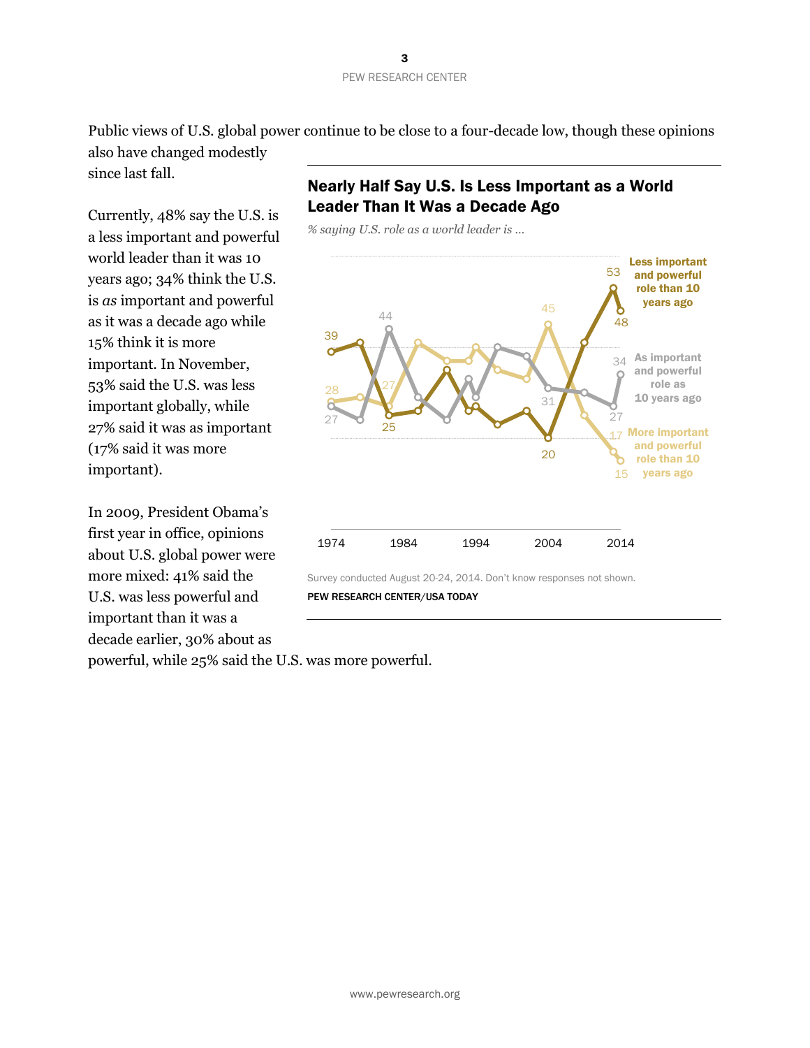Public views of U.S. global power continue to be close to a four-decade low, though these opinions also have changed modestly since last fall.

Currently, 48% say the U.S. is a less important and powerful world leader than it was 10 years ago; 34% think the U.S. is *as* important and powerful as it was a decade ago while 15% think it is more important. In November, 53% said the U.S. was less important globally, while 27% said it was as important (17% said it was more important).

In 2009, President Obama's first year in office, opinions about U.S. global power were more mixed: 41% said the U.S. was less powerful and important than it was a decade earlier, 30% about as powerful, while 25% said the U.S. was more powerful.

## Nearly Half Say U.S. Is Less Important as a World Leader Than It Was a Decade Ago

*% saying U.S. role as a world leader is ...*

Less important and powerful role than 10 years ago: 39 (1974), 25, 20 (2004), 53, 48 (2014)

As important and powerful role as 10 years ago: 27 (1974), 44, 31, 27, 34 (2014)

More important and powerful role than 10 years ago: 28 (1974), 27, 45 (2004), 17, 15 (2014)

1974 | 1984 | 1994 | 2004 | 2014

Survey conducted August 20-24, 2014. Don't know responses not shown.

PEW RESEARCH CENTER/USA TODAY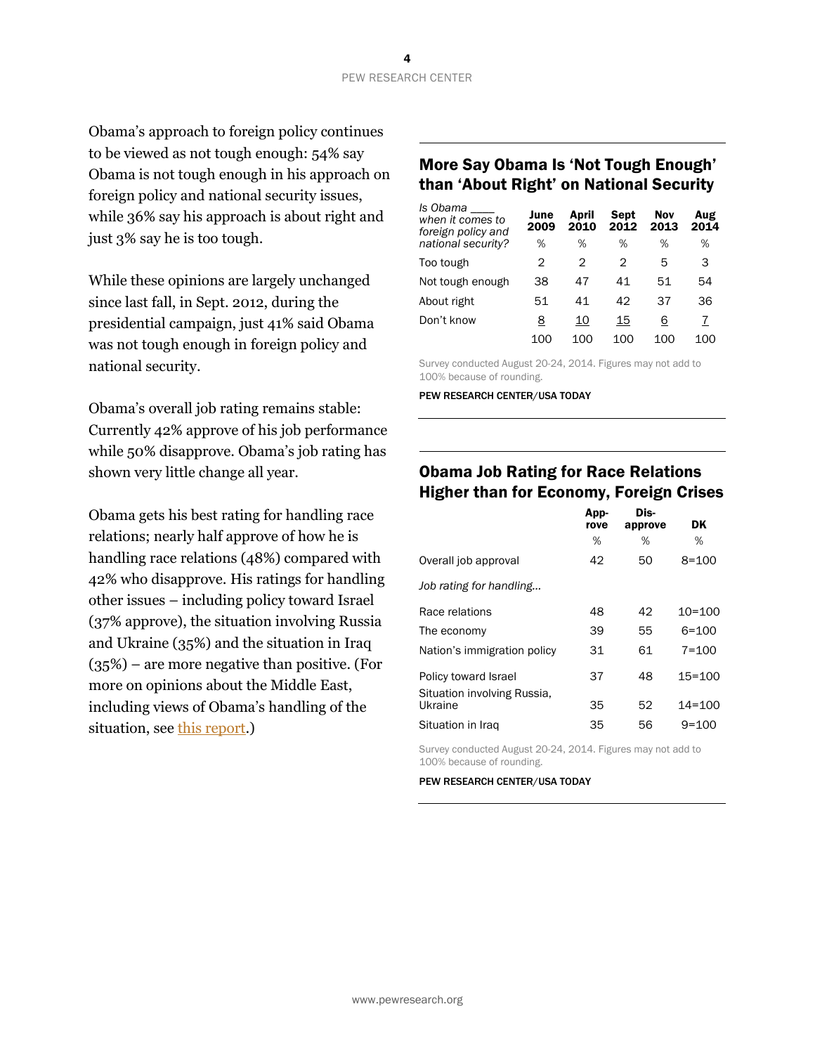Obama's approach to foreign policy continues to be viewed as not tough enough: 54% say Obama is not tough enough in his approach on foreign policy and national security issues, while 36% say his approach is about right and just 3% say he is too tough.

While these opinions are largely unchanged since last fall, in Sept. 2012, during the presidential campaign, just 41% said Obama was not tough enough in foreign policy and national security.

Obama's overall job rating remains stable: Currently 42% approve of his job performance while 50% disapprove. Obama's job rating has shown very little change all year.

Obama gets his best rating for handling race relations; nearly half approve of how he is handling race relations (48%) compared with 42% who disapprove. His ratings for handling other issues – including policy toward Israel (37% approve), the situation involving Russia and Ukraine (35%) and the situation in Iraq (35%) – are more negative than positive. (For more on opinions about the Middle East, including views of Obama's handling of the situation, see this report.)

## More Say Obama Is 'Not Tough Enough' than 'About Right' on National Security

| *Is Obama ____ when it comes to foreign policy and national security?* | June 2009 | April 2010 | Sept 2012 | Nov 2013 | Aug 2014 |
|---|---|---|---|---|---|
| | % | % | % | % | % |
| Too tough | 2 | 2 | 2 | 5 | 3 |
| Not tough enough | 38 | 47 | 41 | 51 | 54 |
| About right | 51 | 41 | 42 | 37 | 36 |
| Don't know | 8 | 10 | 15 | 6 | 7 |
| | 100 | 100 | 100 | 100 | 100 |

Survey conducted August 20-24, 2014. Figures may not add to 100% because of rounding.

PEW RESEARCH CENTER/USA TODAY

## Obama Job Rating for Race Relations Higher than for Economy, Foreign Crises

| | Approve | Disapprove | DK |
|---|---|---|---|
| | % | % | % |
| Overall job approval | 42 | 50 | 8=100 |
| *Job rating for handling…* | | | |
| Race relations | 48 | 42 | 10=100 |
| The economy | 39 | 55 | 6=100 |
| Nation's immigration policy | 31 | 61 | 7=100 |
| Policy toward Israel | 37 | 48 | 15=100 |
| Situation involving Russia, Ukraine | 35 | 52 | 14=100 |
| Situation in Iraq | 35 | 56 | 9=100 |

Survey conducted August 20-24, 2014. Figures may not add to 100% because of rounding.

PEW RESEARCH CENTER/USA TODAY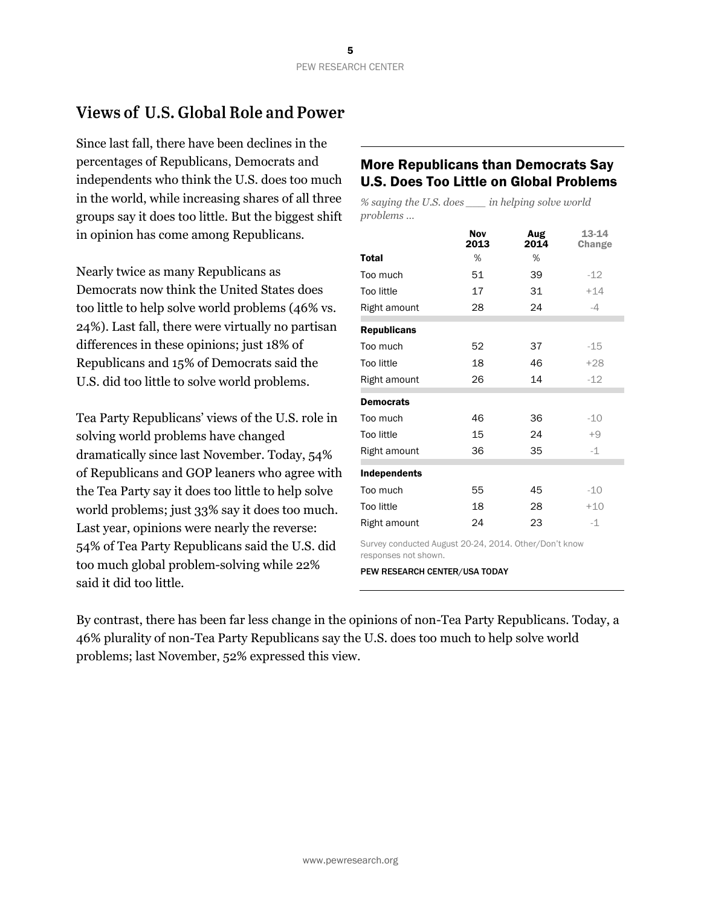## Views of U.S. Global Role and Power

Since last fall, there have been declines in the percentages of Republicans, Democrats and independents who think the U.S. does too much in the world, while increasing shares of all three groups say it does too little. But the biggest shift in opinion has come among Republicans.

Nearly twice as many Republicans as Democrats now think the United States does too little to help solve world problems (46% vs. 24%). Last fall, there were virtually no partisan differences in these opinions; just 18% of Republicans and 15% of Democrats said the U.S. did too little to solve world problems.

Tea Party Republicans' views of the U.S. role in solving world problems have changed dramatically since last November. Today, 54% of Republicans and GOP leaners who agree with the Tea Party say it does too little to help solve world problems; just 33% say it does too much. Last year, opinions were nearly the reverse: 54% of Tea Party Republicans said the U.S. did too much global problem-solving while 22% said it did too little.

### More Republicans than Democrats Say U.S. Does Too Little on Global Problems

*% saying the U.S. does ___ in helping solve world problems ...*

| | Nov 2013 | Aug 2014 | 13-14 Change |
|---|---|---|---|
| **Total** | % | % | |
| Too much | 51 | 39 | -12 |
| Too little | 17 | 31 | +14 |
| Right amount | 28 | 24 | -4 |
| **Republicans** | | | |
| Too much | 52 | 37 | -15 |
| Too little | 18 | 46 | +28 |
| Right amount | 26 | 14 | -12 |
| **Democrats** | | | |
| Too much | 46 | 36 | -10 |
| Too little | 15 | 24 | +9 |
| Right amount | 36 | 35 | -1 |
| **Independents** | | | |
| Too much | 55 | 45 | -10 |
| Too little | 18 | 28 | +10 |
| Right amount | 24 | 23 | -1 |

Survey conducted August 20-24, 2014. Other/Don't know responses not shown.

PEW RESEARCH CENTER/USA TODAY

By contrast, there has been far less change in the opinions of non-Tea Party Republicans. Today, a 46% plurality of non-Tea Party Republicans say the U.S. does too much to help solve world problems; last November, 52% expressed this view.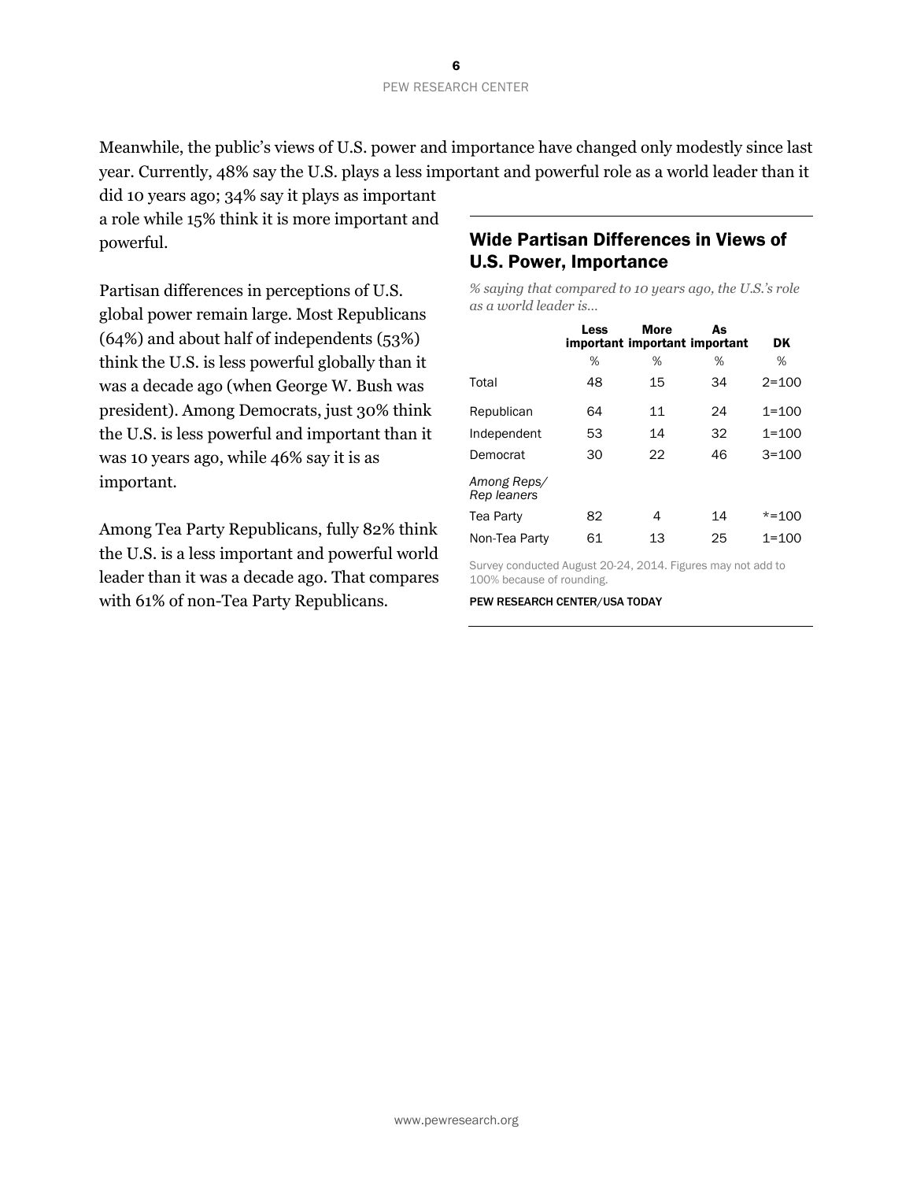Meanwhile, the public's views of U.S. power and importance have changed only modestly since last year. Currently, 48% say the U.S. plays a less important and powerful role as a world leader than it did 10 years ago; 34% say it plays as important a role while 15% think it is more important and powerful.

Partisan differences in perceptions of U.S. global power remain large. Most Republicans (64%) and about half of independents (53%) think the U.S. is less powerful globally than it was a decade ago (when George W. Bush was president). Among Democrats, just 30% think the U.S. is less powerful and important than it was 10 years ago, while 46% say it is as important.

Among Tea Party Republicans, fully 82% think the U.S. is a less important and powerful world leader than it was a decade ago. That compares with 61% of non-Tea Party Republicans.

## Wide Partisan Differences in Views of U.S. Power, Importance

*% saying that compared to 10 years ago, the U.S.'s role as a world leader is…*

| | Less important | More important | As important | DK |
|---|---|---|---|---|
| | % | % | % | % |
| Total | 48 | 15 | 34 | 2=100 |
| Republican | 64 | 11 | 24 | 1=100 |
| Independent | 53 | 14 | 32 | 1=100 |
| Democrat | 30 | 22 | 46 | 3=100 |
| *Among Reps/ Rep leaners* | | | | |
| Tea Party | 82 | 4 | 14 | *=100 |
| Non-Tea Party | 61 | 13 | 25 | 1=100 |

Survey conducted August 20-24, 2014. Figures may not add to 100% because of rounding.

PEW RESEARCH CENTER/USA TODAY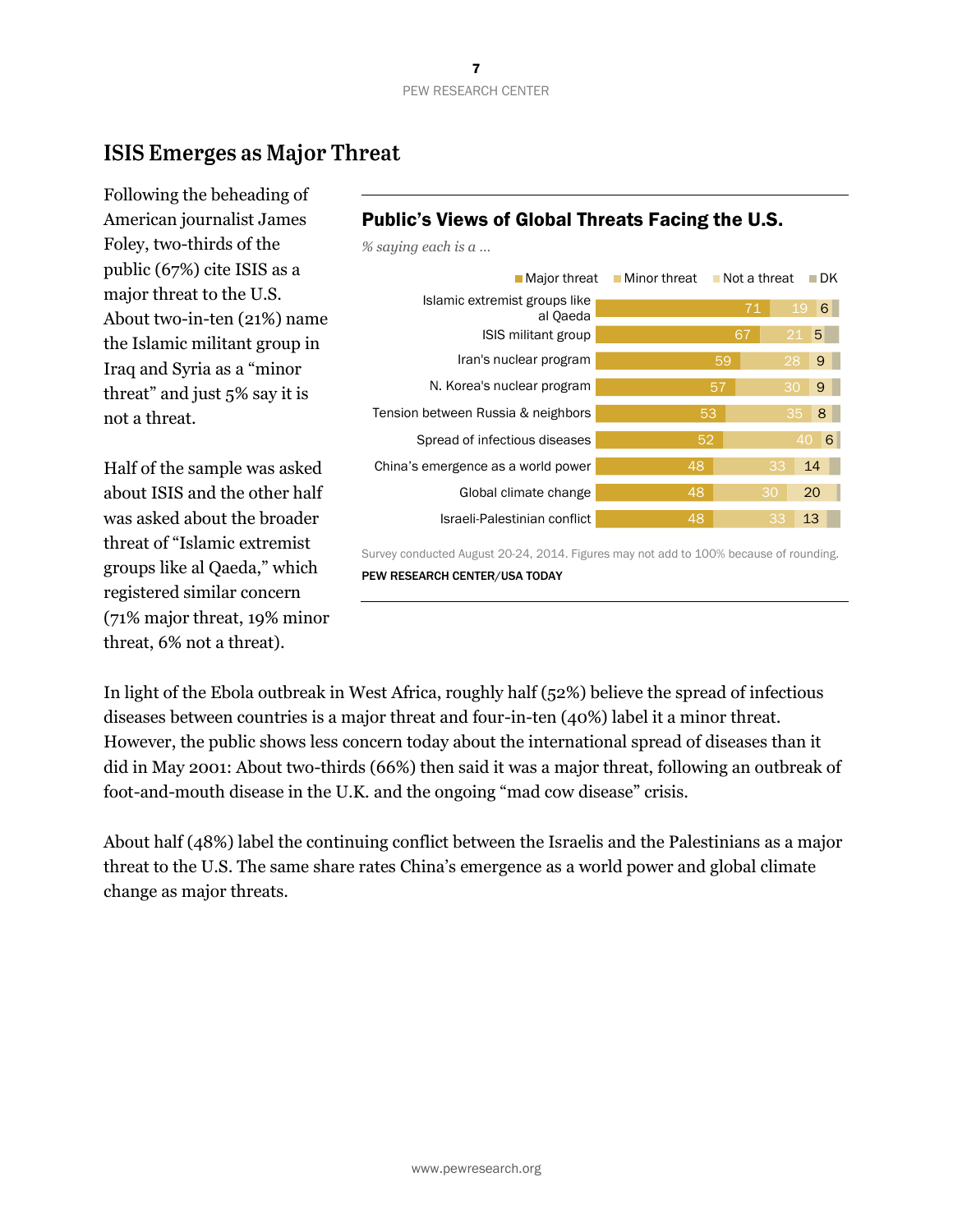## ISIS Emerges as Major Threat

Following the beheading of American journalist James Foley, two-thirds of the public (67%) cite ISIS as a major threat to the U.S. About two-in-ten (21%) name the Islamic militant group in Iraq and Syria as a "minor threat" and just 5% say it is not a threat.

Half of the sample was asked about ISIS and the other half was asked about the broader threat of "Islamic extremist groups like al Qaeda," which registered similar concern (71% major threat, 19% minor threat, 6% not a threat).

**Public's Views of Global Threats Facing the U.S.**

*% saying each is a ...*

| | Major threat | Minor threat | Not a threat | DK |
|---|---|---|---|---|
| Islamic extremist groups like al Qaeda | 71 | 19 | 6 | |
| ISIS militant group | 67 | 21 | 5 | |
| Iran's nuclear program | 59 | 28 | 9 | |
| N. Korea's nuclear program | 57 | 30 | 9 | |
| Tension between Russia & neighbors | 53 | 35 | 8 | |
| Spread of infectious diseases | 52 | 40 | 6 | |
| China's emergence as a world power | 48 | 33 | 14 | |
| Global climate change | 48 | 30 | 20 | |
| Israeli-Palestinian conflict | 48 | 33 | 13 | |

Survey conducted August 20-24, 2014. Figures may not add to 100% because of rounding.

PEW RESEARCH CENTER/USA TODAY

In light of the Ebola outbreak in West Africa, roughly half (52%) believe the spread of infectious diseases between countries is a major threat and four-in-ten (40%) label it a minor threat. However, the public shows less concern today about the international spread of diseases than it did in May 2001: About two-thirds (66%) then said it was a major threat, following an outbreak of foot-and-mouth disease in the U.K. and the ongoing "mad cow disease" crisis.

About half (48%) label the continuing conflict between the Israelis and the Palestinians as a major threat to the U.S. The same share rates China's emergence as a world power and global climate change as major threats.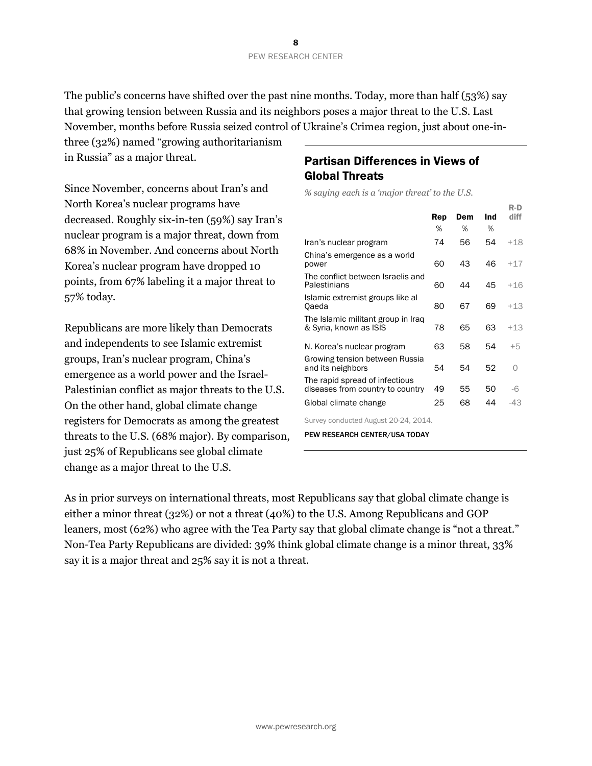The public's concerns have shifted over the past nine months. Today, more than half (53%) say that growing tension between Russia and its neighbors poses a major threat to the U.S. Last November, months before Russia seized control of Ukraine's Crimea region, just about one-in-three (32%) named "growing authoritarianism in Russia" as a major threat.

Since November, concerns about Iran's and North Korea's nuclear programs have decreased. Roughly six-in-ten (59%) say Iran's nuclear program is a major threat, down from 68% in November. And concerns about North Korea's nuclear program have dropped 10 points, from 67% labeling it a major threat to 57% today.

Republicans are more likely than Democrats and independents to see Islamic extremist groups, Iran's nuclear program, China's emergence as a world power and the Israel-Palestinian conflict as major threats to the U.S. On the other hand, global climate change registers for Democrats as among the greatest threats to the U.S. (68% major). By comparison, just 25% of Republicans see global climate change as a major threat to the U.S.

## Partisan Differences in Views of Global Threats

*% saying each is a 'major threat' to the U.S.*

| | Rep | Dem | Ind | R-D diff |
|---|---|---|---|---|
| | % | % | % | |
| Iran's nuclear program | 74 | 56 | 54 | +18 |
| China's emergence as a world power | 60 | 43 | 46 | +17 |
| The conflict between Israelis and Palestinians | 60 | 44 | 45 | +16 |
| Islamic extremist groups like al Qaeda | 80 | 67 | 69 | +13 |
| The Islamic militant group in Iraq & Syria, known as ISIS | 78 | 65 | 63 | +13 |
| N. Korea's nuclear program | 63 | 58 | 54 | +5 |
| Growing tension between Russia and its neighbors | 54 | 54 | 52 | 0 |
| The rapid spread of infectious diseases from country to country | 49 | 55 | 50 | -6 |
| Global climate change | 25 | 68 | 44 | -43 |

Survey conducted August 20-24, 2014.

PEW RESEARCH CENTER/USA TODAY

As in prior surveys on international threats, most Republicans say that global climate change is either a minor threat (32%) or not a threat (40%) to the U.S. Among Republicans and GOP leaners, most (62%) who agree with the Tea Party say that global climate change is "not a threat." Non-Tea Party Republicans are divided: 39% think global climate change is a minor threat, 33% say it is a major threat and 25% say it is not a threat.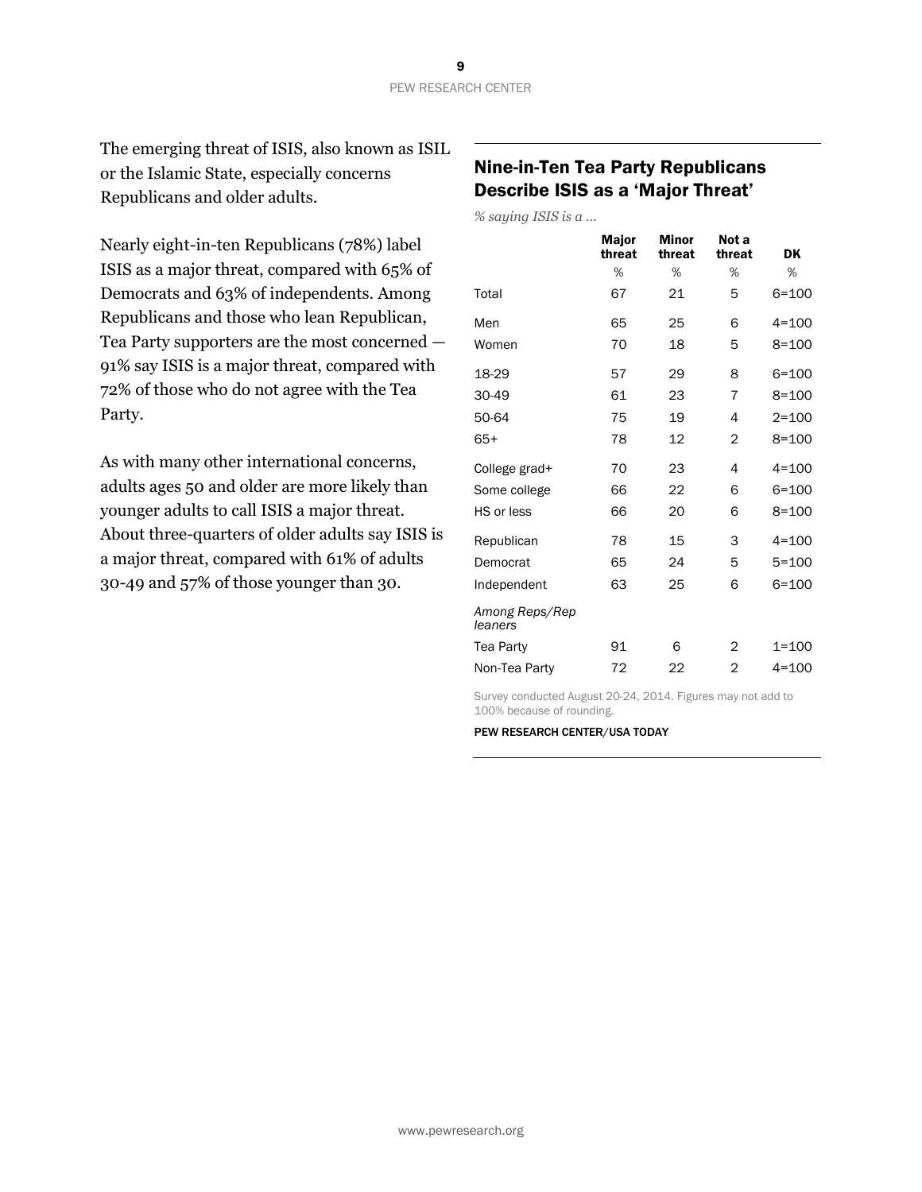The emerging threat of ISIS, also known as ISIL or the Islamic State, especially concerns Republicans and older adults.

Nearly eight-in-ten Republicans (78%) label ISIS as a major threat, compared with 65% of Democrats and 63% of independents. Among Republicans and those who lean Republican, Tea Party supporters are the most concerned — 91% say ISIS is a major threat, compared with 72% of those who do not agree with the Tea Party.

As with many other international concerns, adults ages 50 and older are more likely than younger adults to call ISIS a major threat. About three-quarters of older adults say ISIS is a major threat, compared with 61% of adults 30-49 and 57% of those younger than 30.

## Nine-in-Ten Tea Party Republicans Describe ISIS as a 'Major Threat'

*% saying ISIS is a …*

| | Major threat | Minor threat | Not a threat | DK |
|---|---|---|---|---|
| | % | % | % | % |
| Total | 67 | 21 | 5 | 6=100 |
| Men | 65 | 25 | 6 | 4=100 |
| Women | 70 | 18 | 5 | 8=100 |
| 18-29 | 57 | 29 | 8 | 6=100 |
| 30-49 | 61 | 23 | 7 | 8=100 |
| 50-64 | 75 | 19 | 4 | 2=100 |
| 65+ | 78 | 12 | 2 | 8=100 |
| College grad+ | 70 | 23 | 4 | 4=100 |
| Some college | 66 | 22 | 6 | 6=100 |
| HS or less | 66 | 20 | 6 | 8=100 |
| Republican | 78 | 15 | 3 | 4=100 |
| Democrat | 65 | 24 | 5 | 5=100 |
| Independent | 63 | 25 | 6 | 6=100 |
| *Among Reps/Rep leaners* | | | | |
| Tea Party | 91 | 6 | 2 | 1=100 |
| Non-Tea Party | 72 | 22 | 2 | 4=100 |

Survey conducted August 20-24, 2014. Figures may not add to 100% because of rounding.

PEW RESEARCH CENTER/USA TODAY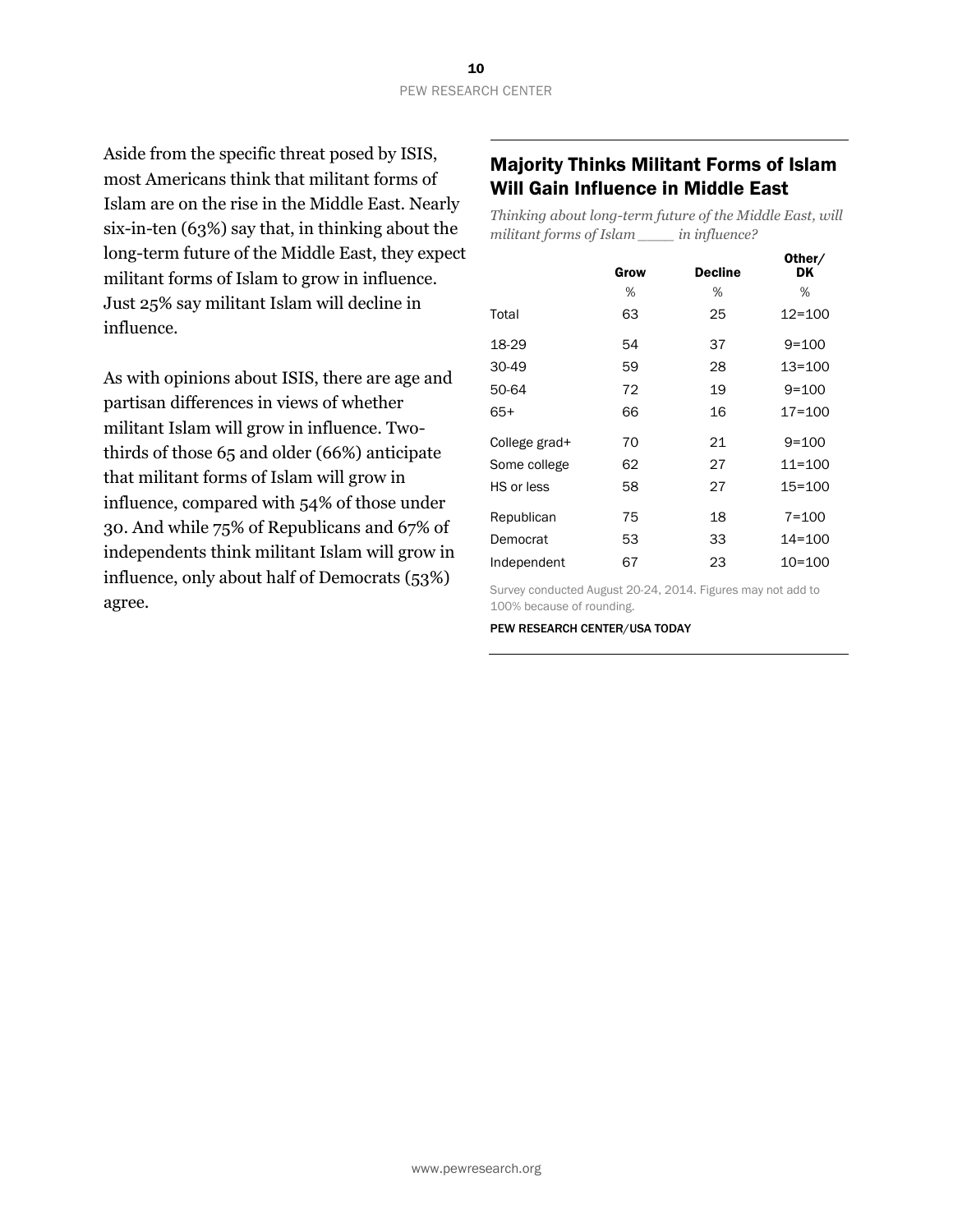Aside from the specific threat posed by ISIS, most Americans think that militant forms of Islam are on the rise in the Middle East. Nearly six-in-ten (63%) say that, in thinking about the long-term future of the Middle East, they expect militant forms of Islam to grow in influence. Just 25% say militant Islam will decline in influence.

As with opinions about ISIS, there are age and partisan differences in views of whether militant Islam will grow in influence. Two-thirds of those 65 and older (66%) anticipate that militant forms of Islam will grow in influence, compared with 54% of those under 30. And while 75% of Republicans and 67% of independents think militant Islam will grow in influence, only about half of Democrats (53%) agree.

## Majority Thinks Militant Forms of Islam Will Gain Influence in Middle East

*Thinking about long-term future of the Middle East, will militant forms of Islam ____ in influence?*

| | Grow | Decline | Other/ DK |
|---|---|---|---|
| | % | % | % |
| Total | 63 | 25 | 12=100 |
| 18-29 | 54 | 37 | 9=100 |
| 30-49 | 59 | 28 | 13=100 |
| 50-64 | 72 | 19 | 9=100 |
| 65+ | 66 | 16 | 17=100 |
| College grad+ | 70 | 21 | 9=100 |
| Some college | 62 | 27 | 11=100 |
| HS or less | 58 | 27 | 15=100 |
| Republican | 75 | 18 | 7=100 |
| Democrat | 53 | 33 | 14=100 |
| Independent | 67 | 23 | 10=100 |

Survey conducted August 20-24, 2014. Figures may not add to 100% because of rounding.

PEW RESEARCH CENTER/USA TODAY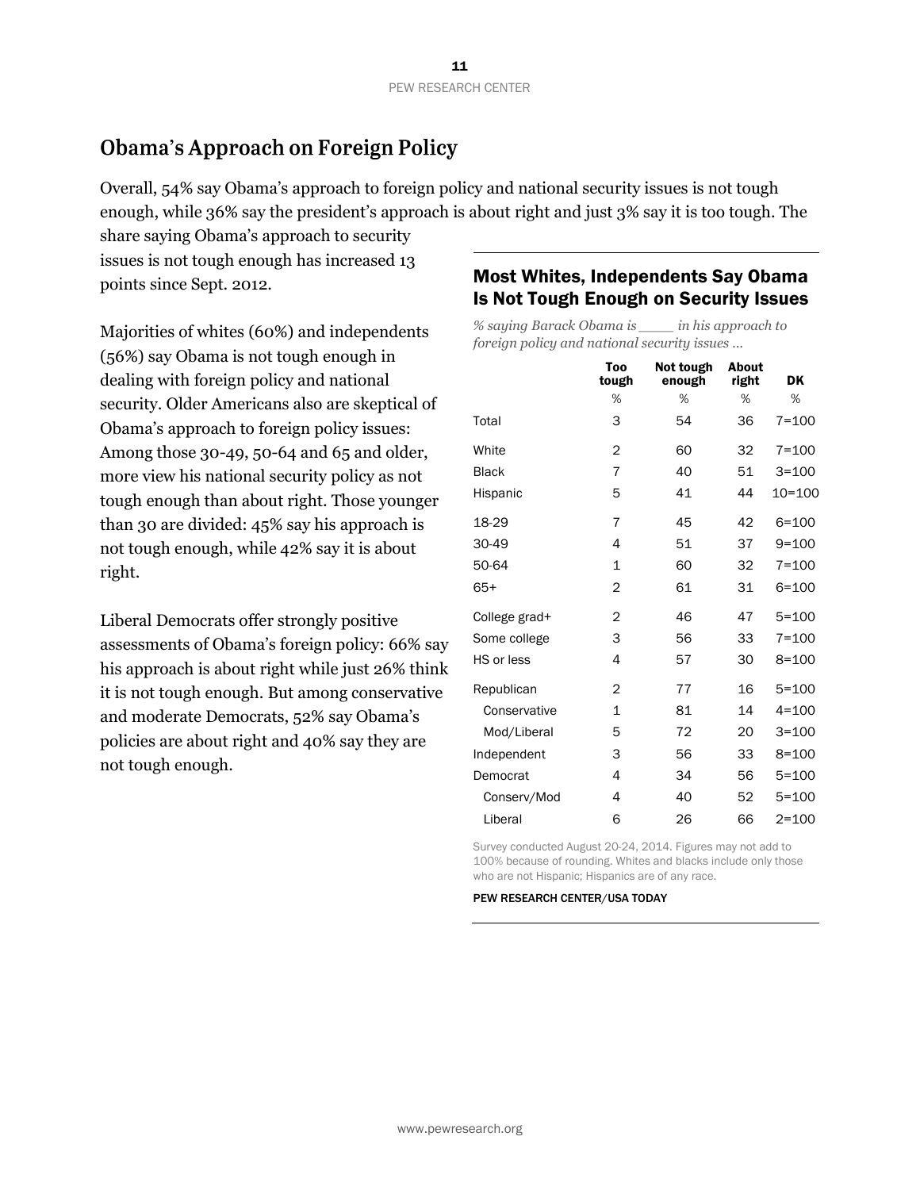## Obama's Approach on Foreign Policy

Overall, 54% say Obama's approach to foreign policy and national security issues is not tough enough, while 36% say the president's approach is about right and just 3% say it is too tough. The share saying Obama's approach to security issues is not tough enough has increased 13 points since Sept. 2012.

Majorities of whites (60%) and independents (56%) say Obama is not tough enough in dealing with foreign policy and national security. Older Americans also are skeptical of Obama's approach to foreign policy issues: Among those 30-49, 50-64 and 65 and older, more view his national security policy as not tough enough than about right. Those younger than 30 are divided: 45% say his approach is not tough enough, while 42% say it is about right.

Liberal Democrats offer strongly positive assessments of Obama's foreign policy: 66% say his approach is about right while just 26% think it is not tough enough. But among conservative and moderate Democrats, 52% say Obama's policies are about right and 40% say they are not tough enough.

### Most Whites, Independents Say Obama Is Not Tough Enough on Security Issues

*% saying Barack Obama is ____ in his approach to foreign policy and national security issues ...*

| | Too tough | Not tough enough | About right | DK |
|---|---|---|---|---|
| | % | % | % | % |
| Total | 3 | 54 | 36 | 7=100 |
| White | 2 | 60 | 32 | 7=100 |
| Black | 7 | 40 | 51 | 3=100 |
| Hispanic | 5 | 41 | 44 | 10=100 |
| 18-29 | 7 | 45 | 42 | 6=100 |
| 30-49 | 4 | 51 | 37 | 9=100 |
| 50-64 | 1 | 60 | 32 | 7=100 |
| 65+ | 2 | 61 | 31 | 6=100 |
| College grad+ | 2 | 46 | 47 | 5=100 |
| Some college | 3 | 56 | 33 | 7=100 |
| HS or less | 4 | 57 | 30 | 8=100 |
| Republican | 2 | 77 | 16 | 5=100 |
| Conservative | 1 | 81 | 14 | 4=100 |
| Mod/Liberal | 5 | 72 | 20 | 3=100 |
| Independent | 3 | 56 | 33 | 8=100 |
| Democrat | 4 | 34 | 56 | 5=100 |
| Conserv/Mod | 4 | 40 | 52 | 5=100 |
| Liberal | 6 | 26 | 66 | 2=100 |

Survey conducted August 20-24, 2014. Figures may not add to 100% because of rounding. Whites and blacks include only those who are not Hispanic; Hispanics are of any race.

PEW RESEARCH CENTER/USA TODAY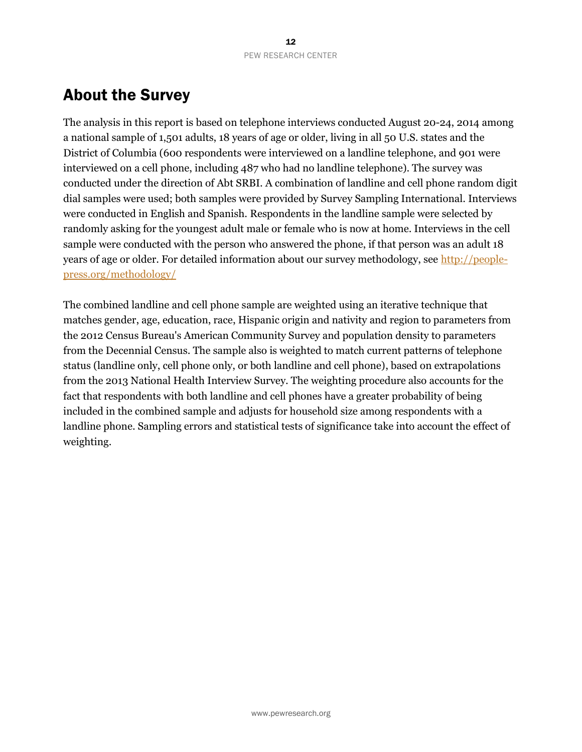# About the Survey

The analysis in this report is based on telephone interviews conducted August 20-24, 2014 among a national sample of 1,501 adults, 18 years of age or older, living in all 50 U.S. states and the District of Columbia (600 respondents were interviewed on a landline telephone, and 901 were interviewed on a cell phone, including 487 who had no landline telephone). The survey was conducted under the direction of Abt SRBI. A combination of landline and cell phone random digit dial samples were used; both samples were provided by Survey Sampling International. Interviews were conducted in English and Spanish. Respondents in the landline sample were selected by randomly asking for the youngest adult male or female who is now at home. Interviews in the cell sample were conducted with the person who answered the phone, if that person was an adult 18 years of age or older. For detailed information about our survey methodology, see [http://people-press.org/methodology/](http://people-press.org/methodology/)

The combined landline and cell phone sample are weighted using an iterative technique that matches gender, age, education, race, Hispanic origin and nativity and region to parameters from the 2012 Census Bureau's American Community Survey and population density to parameters from the Decennial Census. The sample also is weighted to match current patterns of telephone status (landline only, cell phone only, or both landline and cell phone), based on extrapolations from the 2013 National Health Interview Survey. The weighting procedure also accounts for the fact that respondents with both landline and cell phones have a greater probability of being included in the combined sample and adjusts for household size among respondents with a landline phone. Sampling errors and statistical tests of significance take into account the effect of weighting.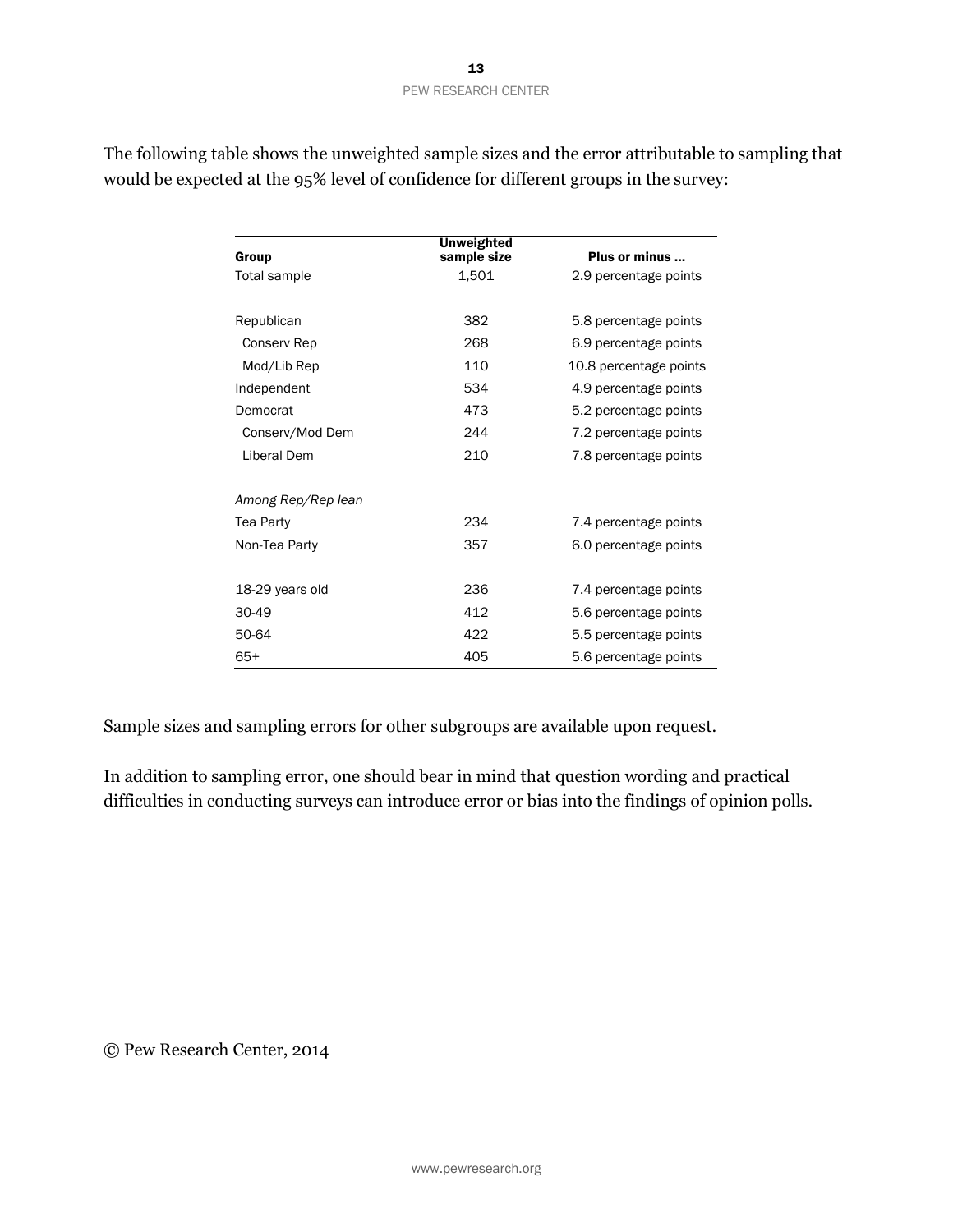The following table shows the unweighted sample sizes and the error attributable to sampling that would be expected at the 95% level of confidence for different groups in the survey:

| Group | Unweighted sample size | Plus or minus ... |
|---|---|---|
| Total sample | 1,501 | 2.9 percentage points |
| | | |
| Republican | 382 | 5.8 percentage points |
| Conserv Rep | 268 | 6.9 percentage points |
| Mod/Lib Rep | 110 | 10.8 percentage points |
| Independent | 534 | 4.9 percentage points |
| Democrat | 473 | 5.2 percentage points |
| Conserv/Mod Dem | 244 | 7.2 percentage points |
| Liberal Dem | 210 | 7.8 percentage points |
| | | |
| *Among Rep/Rep lean* | | |
| Tea Party | 234 | 7.4 percentage points |
| Non-Tea Party | 357 | 6.0 percentage points |
| | | |
| 18-29 years old | 236 | 7.4 percentage points |
| 30-49 | 412 | 5.6 percentage points |
| 50-64 | 422 | 5.5 percentage points |
| 65+ | 405 | 5.6 percentage points |

Sample sizes and sampling errors for other subgroups are available upon request.

In addition to sampling error, one should bear in mind that question wording and practical difficulties in conducting surveys can introduce error or bias into the findings of opinion polls.

© Pew Research Center, 2014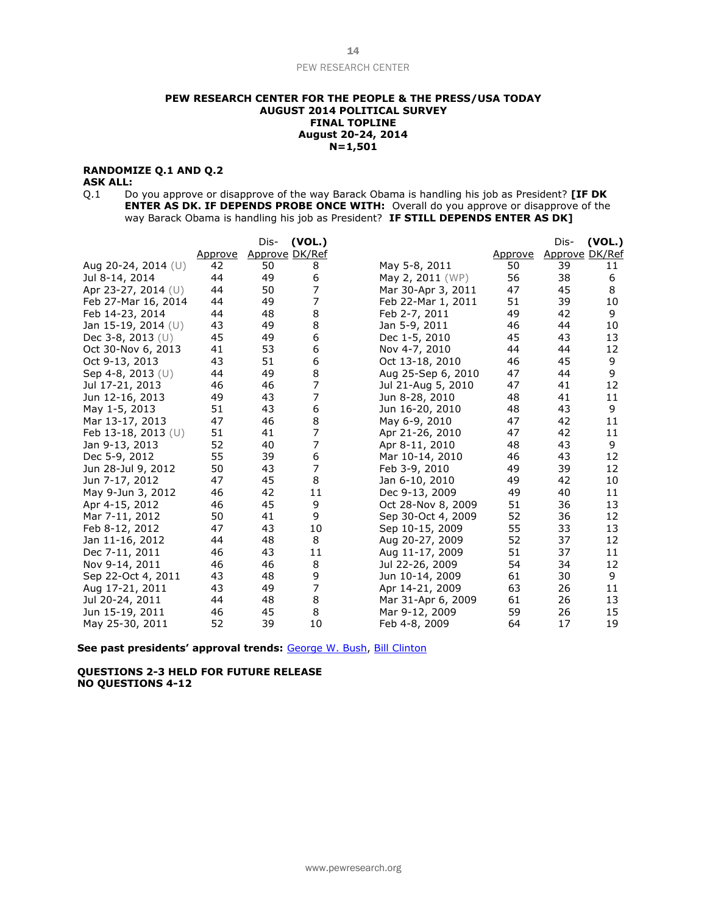**PEW RESEARCH CENTER FOR THE PEOPLE & THE PRESS/USA TODAY**
**AUGUST 2014 POLITICAL SURVEY**
**FINAL TOPLINE**
**August 20-24, 2014**
**N=1,501**

**RANDOMIZE Q.1 AND Q.2**
**ASK ALL:**

Q.1 Do you approve or disapprove of the way Barack Obama is handling his job as President? **[IF DK ENTER AS DK. IF DEPENDS PROBE ONCE WITH:** Overall do you approve or disapprove of the way Barack Obama is handling his job as President? **IF STILL DEPENDS ENTER AS DK]**

| | Approve | Dis-Approve | (VOL.) DK/Ref |
|---|---|---|---|
| Aug 20-24, 2014 (U) | 42 | 50 | 8 |
| Jul 8-14, 2014 | 44 | 49 | 6 |
| Apr 23-27, 2014 (U) | 44 | 50 | 7 |
| Feb 27-Mar 16, 2014 | 44 | 49 | 7 |
| Feb 14-23, 2014 | 44 | 48 | 8 |
| Jan 15-19, 2014 (U) | 43 | 49 | 8 |
| Dec 3-8, 2013 (U) | 45 | 49 | 6 |
| Oct 30-Nov 6, 2013 | 41 | 53 | 6 |
| Oct 9-13, 2013 | 43 | 51 | 6 |
| Sep 4-8, 2013 (U) | 44 | 49 | 8 |
| Jul 17-21, 2013 | 46 | 46 | 7 |
| Jun 12-16, 2013 | 49 | 43 | 7 |
| May 1-5, 2013 | 51 | 43 | 6 |
| Mar 13-17, 2013 | 47 | 46 | 8 |
| Feb 13-18, 2013 (U) | 51 | 41 | 7 |
| Jan 9-13, 2013 | 52 | 40 | 7 |
| Dec 5-9, 2012 | 55 | 39 | 6 |
| Jun 28-Jul 9, 2012 | 50 | 43 | 7 |
| Jun 7-17, 2012 | 47 | 45 | 8 |
| May 9-Jun 3, 2012 | 46 | 42 | 11 |
| Apr 4-15, 2012 | 46 | 45 | 9 |
| Mar 7-11, 2012 | 50 | 41 | 9 |
| Feb 8-12, 2012 | 47 | 43 | 10 |
| Jan 11-16, 2012 | 44 | 48 | 8 |
| Dec 7-11, 2011 | 46 | 43 | 11 |
| Nov 9-14, 2011 | 46 | 46 | 8 |
| Sep 22-Oct 4, 2011 | 43 | 48 | 9 |
| Aug 17-21, 2011 | 43 | 49 | 7 |
| Jul 20-24, 2011 | 44 | 48 | 8 |
| Jun 15-19, 2011 | 46 | 45 | 8 |
| May 25-30, 2011 | 52 | 39 | 10 |
| May 5-8, 2011 | 50 | 39 | 11 |
| May 2, 2011 (WP) | 56 | 38 | 6 |
| Mar 30-Apr 3, 2011 | 47 | 45 | 8 |
| Feb 22-Mar 1, 2011 | 51 | 39 | 10 |
| Feb 2-7, 2011 | 49 | 42 | 9 |
| Jan 5-9, 2011 | 46 | 44 | 10 |
| Dec 1-5, 2010 | 45 | 43 | 13 |
| Nov 4-7, 2010 | 44 | 44 | 12 |
| Oct 13-18, 2010 | 46 | 45 | 9 |
| Aug 25-Sep 6, 2010 | 47 | 44 | 9 |
| Jul 21-Aug 5, 2010 | 47 | 41 | 12 |
| Jun 8-28, 2010 | 48 | 41 | 11 |
| Jun 16-20, 2010 | 48 | 43 | 9 |
| May 6-9, 2010 | 47 | 42 | 11 |
| Apr 21-26, 2010 | 47 | 42 | 11 |
| Apr 8-11, 2010 | 48 | 43 | 9 |
| Mar 10-14, 2010 | 46 | 43 | 12 |
| Feb 3-9, 2010 | 49 | 39 | 12 |
| Jan 6-10, 2010 | 49 | 42 | 10 |
| Dec 9-13, 2009 | 49 | 40 | 11 |
| Oct 28-Nov 8, 2009 | 51 | 36 | 13 |
| Sep 30-Oct 4, 2009 | 52 | 36 | 12 |
| Sep 10-15, 2009 | 55 | 33 | 13 |
| Aug 20-27, 2009 | 52 | 37 | 12 |
| Aug 11-17, 2009 | 51 | 37 | 11 |
| Jul 22-26, 2009 | 54 | 34 | 12 |
| Jun 10-14, 2009 | 61 | 30 | 9 |
| Apr 14-21, 2009 | 63 | 26 | 11 |
| Mar 31-Apr 6, 2009 | 61 | 26 | 13 |
| Mar 9-12, 2009 | 59 | 26 | 15 |
| Feb 4-8, 2009 | 64 | 17 | 19 |

**See past presidents' approval trends:** George W. Bush, Bill Clinton

**QUESTIONS 2-3 HELD FOR FUTURE RELEASE**
**NO QUESTIONS 4-12**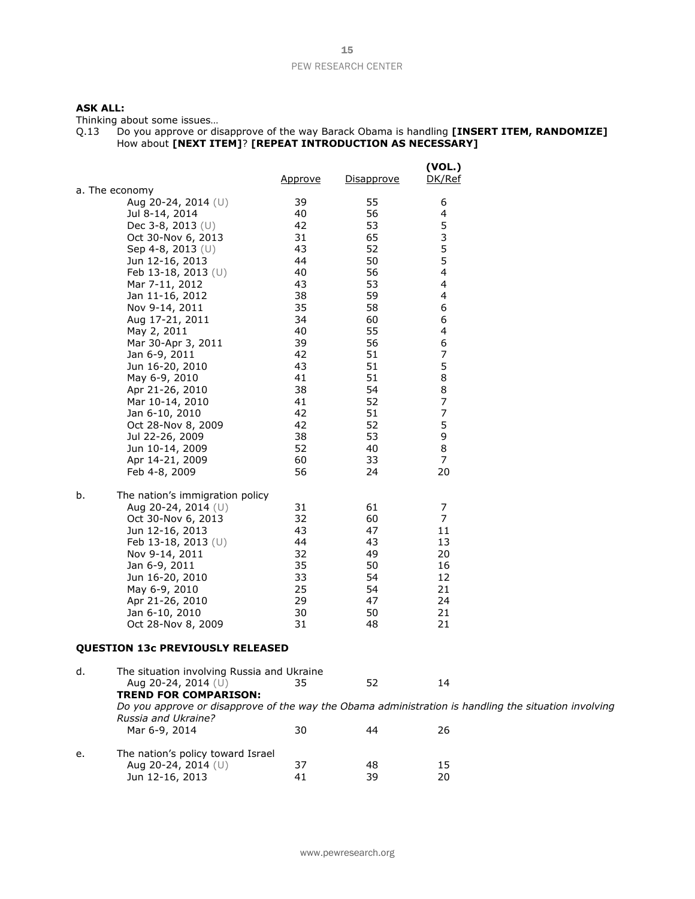**ASK ALL:**

Thinking about some issues…

Q.13 Do you approve or disapprove of the way Barack Obama is handling **[INSERT ITEM, RANDOMIZE]** How about **[NEXT ITEM]**? **[REPEAT INTRODUCTION AS NECESSARY]**

| | Approve | Disapprove | (VOL.) DK/Ref |
|---|---|---|---|
| **a. The economy** | | | |
| Aug 20-24, 2014 (U) | 39 | 55 | 6 |
| Jul 8-14, 2014 | 40 | 56 | 4 |
| Dec 3-8, 2013 (U) | 42 | 53 | 5 |
| Oct 30-Nov 6, 2013 | 31 | 65 | 3 |
| Sep 4-8, 2013 (U) | 43 | 52 | 5 |
| Jun 12-16, 2013 | 44 | 50 | 5 |
| Feb 13-18, 2013 (U) | 40 | 56 | 4 |
| Mar 7-11, 2012 | 43 | 53 | 4 |
| Jan 11-16, 2012 | 38 | 59 | 4 |
| Nov 9-14, 2011 | 35 | 58 | 6 |
| Aug 17-21, 2011 | 34 | 60 | 6 |
| May 2, 2011 | 40 | 55 | 4 |
| Mar 30-Apr 3, 2011 | 39 | 56 | 6 |
| Jan 6-9, 2011 | 42 | 51 | 7 |
| Jun 16-20, 2010 | 43 | 51 | 5 |
| May 6-9, 2010 | 41 | 51 | 8 |
| Apr 21-26, 2010 | 38 | 54 | 8 |
| Mar 10-14, 2010 | 41 | 52 | 7 |
| Jan 6-10, 2010 | 42 | 51 | 7 |
| Oct 28-Nov 8, 2009 | 42 | 52 | 5 |
| Jul 22-26, 2009 | 38 | 53 | 9 |
| Jun 10-14, 2009 | 52 | 40 | 8 |
| Apr 14-21, 2009 | 60 | 33 | 7 |
| Feb 4-8, 2009 | 56 | 24 | 20 |
| **b. The nation's immigration policy** | | | |
| Aug 20-24, 2014 (U) | 31 | 61 | 7 |
| Oct 30-Nov 6, 2013 | 32 | 60 | 7 |
| Jun 12-16, 2013 | 43 | 47 | 11 |
| Feb 13-18, 2013 (U) | 44 | 43 | 13 |
| Nov 9-14, 2011 | 32 | 49 | 20 |
| Jan 6-9, 2011 | 35 | 50 | 16 |
| Jun 16-20, 2010 | 33 | 54 | 12 |
| May 6-9, 2010 | 25 | 54 | 21 |
| Apr 21-26, 2010 | 29 | 47 | 24 |
| Jan 6-10, 2010 | 30 | 50 | 21 |
| Oct 28-Nov 8, 2009 | 31 | 48 | 21 |

**QUESTION 13c PREVIOUSLY RELEASED**

| | Approve | Disapprove | (VOL.) DK/Ref |
|---|---|---|---|
| **d. The situation involving Russia and Ukraine** | | | |
| Aug 20-24, 2014 (U) | 35 | 52 | 14 |
| **TREND FOR COMPARISON:** *Do you approve or disapprove of the way the Obama administration is handling the situation involving Russia and Ukraine?* | | | |
| Mar 6-9, 2014 | 30 | 44 | 26 |
| **e. The nation's policy toward Israel** | | | |
| Aug 20-24, 2014 (U) | 37 | 48 | 15 |
| Jun 12-16, 2013 | 41 | 39 | 20 |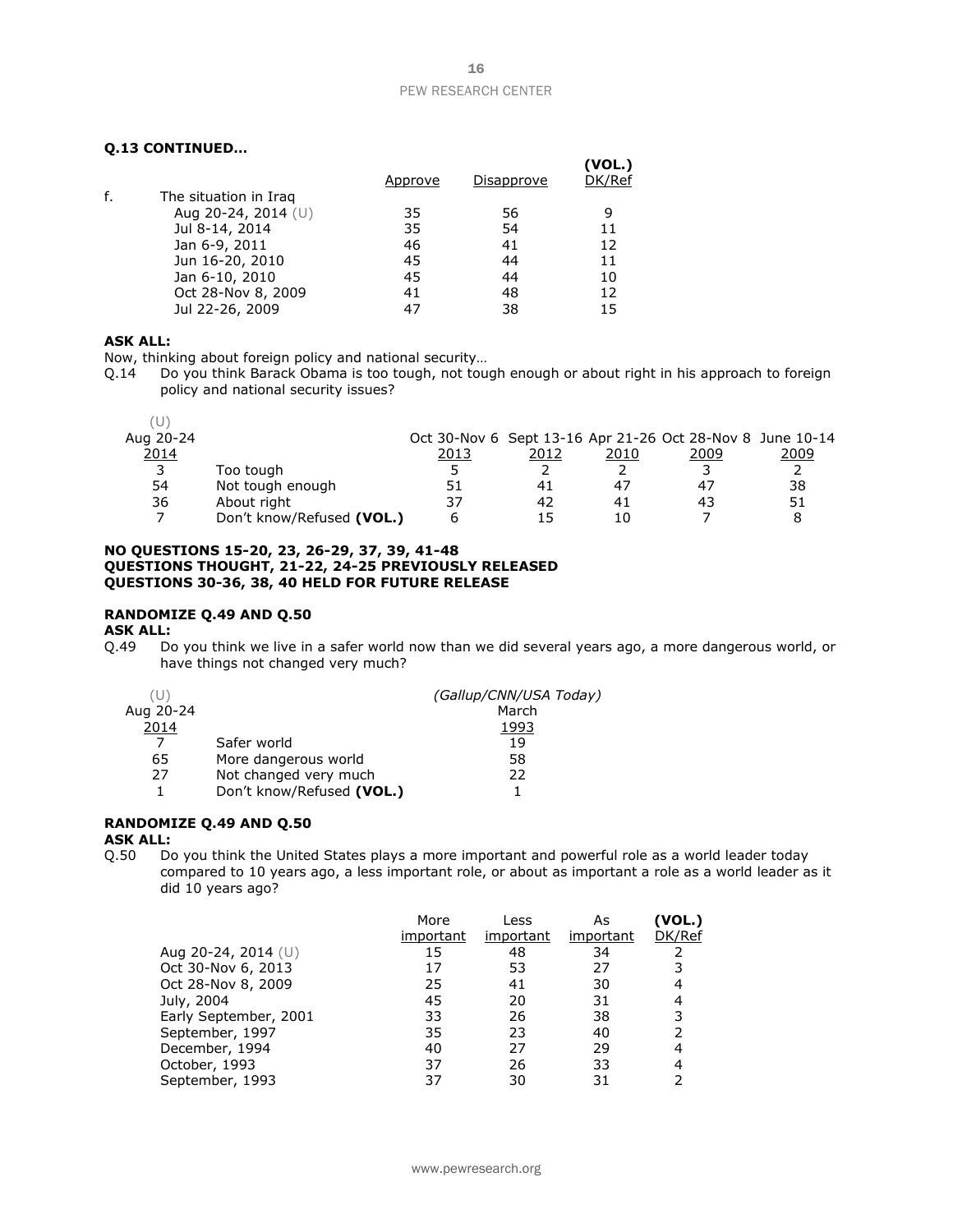**Q.13 CONTINUED…**

| | | Approve | Disapprove | (VOL.) DK/Ref |
|---|---|---|---|---|
| f. | The situation in Iraq | | | |
| | Aug 20-24, 2014 (U) | 35 | 56 | 9 |
| | Jul 8-14, 2014 | 35 | 54 | 11 |
| | Jan 6-9, 2011 | 46 | 41 | 12 |
| | Jun 16-20, 2010 | 45 | 44 | 11 |
| | Jan 6-10, 2010 | 45 | 44 | 10 |
| | Oct 28-Nov 8, 2009 | 41 | 48 | 12 |
| | Jul 22-26, 2009 | 47 | 38 | 15 |

**ASK ALL:**

Now, thinking about foreign policy and national security…

Q.14 Do you think Barack Obama is too tough, not tough enough or about right in his approach to foreign policy and national security issues?

| (U) Aug 20-24 2014 | | Oct 30-Nov 6 2013 | Sept 13-16 2012 | Apr 21-26 2010 | Oct 28-Nov 8 2009 | June 10-14 2009 |
|---|---|---|---|---|---|---|
| 3 | Too tough | 5 | 2 | 2 | 3 | 2 |
| 54 | Not tough enough | 51 | 41 | 47 | 47 | 38 |
| 36 | About right | 37 | 42 | 41 | 43 | 51 |
| 7 | Don't know/Refused **(VOL.)** | 6 | 15 | 10 | 7 | 8 |

**NO QUESTIONS 15-20, 23, 26-29, 37, 39, 41-48**
**QUESTIONS THOUGHT, 21-22, 24-25 PREVIOUSLY RELEASED**
**QUESTIONS 30-36, 38, 40 HELD FOR FUTURE RELEASE**

**RANDOMIZE Q.49 AND Q.50**
**ASK ALL:**

Q.49 Do you think we live in a safer world now than we did several years ago, a more dangerous world, or have things not changed very much?

| (U) Aug 20-24 2014 | | *(Gallup/CNN/USA Today)* March 1993 |
|---|---|---|
| 7 | Safer world | 19 |
| 65 | More dangerous world | 58 |
| 27 | Not changed very much | 22 |
| 1 | Don't know/Refused **(VOL.)** | 1 |

**RANDOMIZE Q.49 AND Q.50**
**ASK ALL:**

Q.50 Do you think the United States plays a more important and powerful role as a world leader today compared to 10 years ago, a less important role, or about as important a role as a world leader as it did 10 years ago?

| | More important | Less important | As important | (VOL.) DK/Ref |
|---|---|---|---|---|
| Aug 20-24, 2014 (U) | 15 | 48 | 34 | 2 |
| Oct 30-Nov 6, 2013 | 17 | 53 | 27 | 3 |
| Oct 28-Nov 8, 2009 | 25 | 41 | 30 | 4 |
| July, 2004 | 45 | 20 | 31 | 4 |
| Early September, 2001 | 33 | 26 | 38 | 3 |
| September, 1997 | 35 | 23 | 40 | 2 |
| December, 1994 | 40 | 27 | 29 | 4 |
| October, 1993 | 37 | 26 | 33 | 4 |
| September, 1993 | 37 | 30 | 31 | 2 |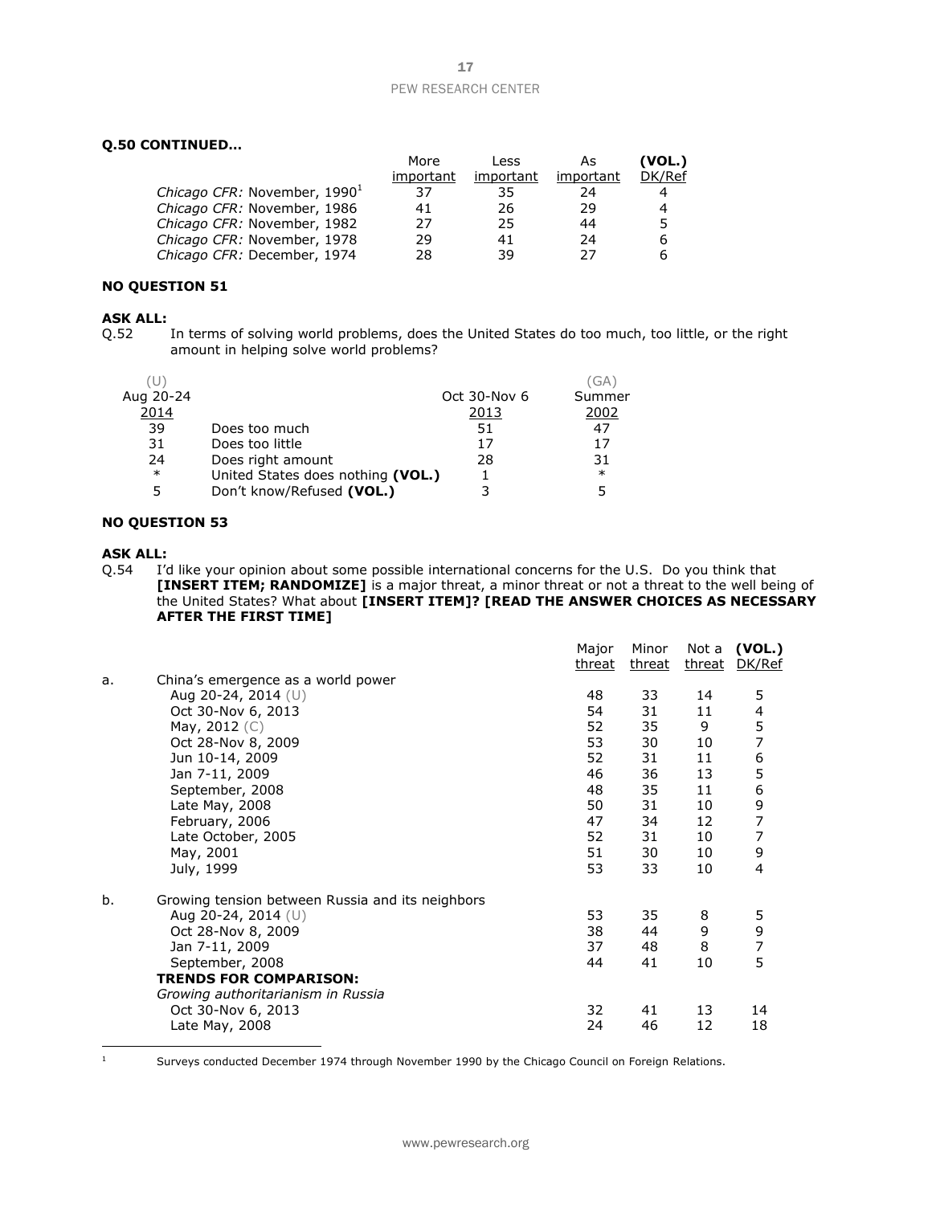**Q.50 CONTINUED…**

| | More important | Less important | As important | (VOL.) DK/Ref |
|---|---|---|---|---|
| *Chicago CFR:* November, 1990[1] | 37 | 35 | 24 | 4 |
| *Chicago CFR:* November, 1986 | 41 | 26 | 29 | 4 |
| *Chicago CFR:* November, 1982 | 27 | 25 | 44 | 5 |
| *Chicago CFR:* November, 1978 | 29 | 41 | 24 | 6 |
| *Chicago CFR:* December, 1974 | 28 | 39 | 27 | 6 |

**NO QUESTION 51**

**ASK ALL:**

Q.52 In terms of solving world problems, does the United States do too much, too little, or the right amount in helping solve world problems?

| (U) Aug 20-24 2014 | | Oct 30-Nov 6 2013 | (GA) Summer 2002 |
|---|---|---|---|
| 39 | Does too much | 51 | 47 |
| 31 | Does too little | 17 | 17 |
| 24 | Does right amount | 28 | 31 |
| * | United States does nothing **(VOL.)** | 1 | * |
| 5 | Don't know/Refused **(VOL.)** | 3 | 5 |

**NO QUESTION 53**

**ASK ALL:**

Q.54 I'd like your opinion about some possible international concerns for the U.S. Do you think that **[INSERT ITEM; RANDOMIZE]** is a major threat, a minor threat or not a threat to the well being of the United States? What about **[INSERT ITEM]? [READ THE ANSWER CHOICES AS NECESSARY AFTER THE FIRST TIME]**

| | | Major threat | Minor threat | Not a threat | (VOL.) DK/Ref |
|---|---|---|---|---|---|
| a. | China's emergence as a world power | | | | |
| | Aug 20-24, 2014 (U) | 48 | 33 | 14 | 5 |
| | Oct 30-Nov 6, 2013 | 54 | 31 | 11 | 4 |
| | May, 2012 (C) | 52 | 35 | 9 | 5 |
| | Oct 28-Nov 8, 2009 | 53 | 30 | 10 | 7 |
| | Jun 10-14, 2009 | 52 | 31 | 11 | 6 |
| | Jan 7-11, 2009 | 46 | 36 | 13 | 5 |
| | September, 2008 | 48 | 35 | 11 | 6 |
| | Late May, 2008 | 50 | 31 | 10 | 9 |
| | February, 2006 | 47 | 34 | 12 | 7 |
| | Late October, 2005 | 52 | 31 | 10 | 7 |
| | May, 2001 | 51 | 30 | 10 | 9 |
| | July, 1999 | 53 | 33 | 10 | 4 |
| b. | Growing tension between Russia and its neighbors | | | | |
| | Aug 20-24, 2014 (U) | 53 | 35 | 8 | 5 |
| | Oct 28-Nov 8, 2009 | 38 | 44 | 9 | 9 |
| | Jan 7-11, 2009 | 37 | 48 | 8 | 7 |
| | September, 2008 | 44 | 41 | 10 | 5 |
| | **TRENDS FOR COMPARISON:** | | | | |
| | *Growing authoritarianism in Russia* | | | | |
| | Oct 30-Nov 6, 2013 | 32 | 41 | 13 | 14 |
| | Late May, 2008 | 24 | 46 | 12 | 18 |

[1] Surveys conducted December 1974 through November 1990 by the Chicago Council on Foreign Relations.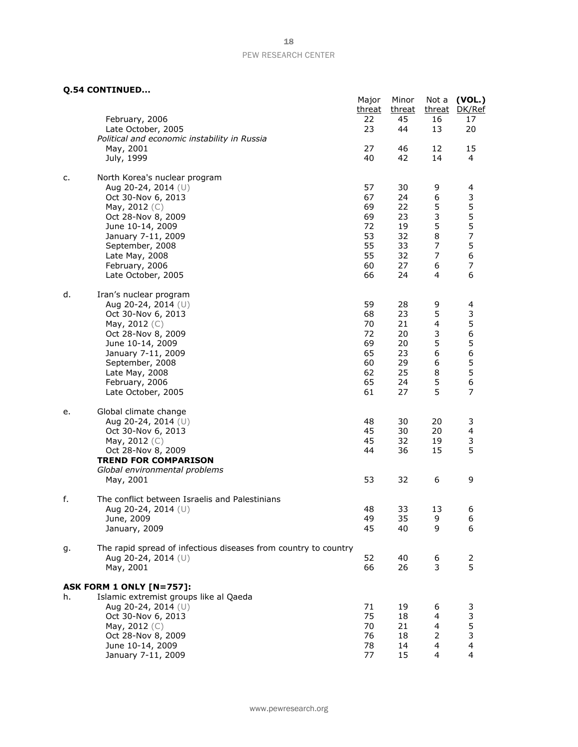**Q.54 CONTINUED...**

| | | Major threat | Minor threat | Not a threat | **(VOL.)** DK/Ref |
|---|---|---|---|---|---|
| | February, 2006 | 22 | 45 | 16 | 17 |
| | Late October, 2005 | 23 | 44 | 13 | 20 |
| | *Political and economic instability in Russia* | | | | |
| | May, 2001 | 27 | 46 | 12 | 15 |
| | July, 1999 | 40 | 42 | 14 | 4 |
| c. | North Korea's nuclear program | | | | |
| | Aug 20-24, 2014 (U) | 57 | 30 | 9 | 4 |
| | Oct 30-Nov 6, 2013 | 67 | 24 | 6 | 3 |
| | May, 2012 (C) | 69 | 22 | 5 | 5 |
| | Oct 28-Nov 8, 2009 | 69 | 23 | 3 | 5 |
| | June 10-14, 2009 | 72 | 19 | 5 | 5 |
| | January 7-11, 2009 | 53 | 32 | 8 | 7 |
| | September, 2008 | 55 | 33 | 7 | 5 |
| | Late May, 2008 | 55 | 32 | 7 | 6 |
| | February, 2006 | 60 | 27 | 6 | 7 |
| | Late October, 2005 | 66 | 24 | 4 | 6 |
| d. | Iran's nuclear program | | | | |
| | Aug 20-24, 2014 (U) | 59 | 28 | 9 | 4 |
| | Oct 30-Nov 6, 2013 | 68 | 23 | 5 | 3 |
| | May, 2012 (C) | 70 | 21 | 4 | 5 |
| | Oct 28-Nov 8, 2009 | 72 | 20 | 3 | 6 |
| | June 10-14, 2009 | 69 | 20 | 5 | 5 |
| | January 7-11, 2009 | 65 | 23 | 6 | 6 |
| | September, 2008 | 60 | 29 | 6 | 5 |
| | Late May, 2008 | 62 | 25 | 8 | 5 |
| | February, 2006 | 65 | 24 | 5 | 6 |
| | Late October, 2005 | 61 | 27 | 5 | 7 |
| e. | Global climate change | | | | |
| | Aug 20-24, 2014 (U) | 48 | 30 | 20 | 3 |
| | Oct 30-Nov 6, 2013 | 45 | 30 | 20 | 4 |
| | May, 2012 (C) | 45 | 32 | 19 | 3 |
| | Oct 28-Nov 8, 2009 | 44 | 36 | 15 | 5 |
| | **TREND FOR COMPARISON** | | | | |
| | *Global environmental problems* | | | | |
| | May, 2001 | 53 | 32 | 6 | 9 |
| f. | The conflict between Israelis and Palestinians | | | | |
| | Aug 20-24, 2014 (U) | 48 | 33 | 13 | 6 |
| | June, 2009 | 49 | 35 | 9 | 6 |
| | January, 2009 | 45 | 40 | 9 | 6 |
| g. | The rapid spread of infectious diseases from country to country | | | | |
| | Aug 20-24, 2014 (U) | 52 | 40 | 6 | 2 |
| | May, 2001 | 66 | 26 | 3 | 5 |
| | **ASK FORM 1 ONLY [N=757]:** | | | | |
| h. | Islamic extremist groups like al Qaeda | | | | |
| | Aug 20-24, 2014 (U) | 71 | 19 | 6 | 3 |
| | Oct 30-Nov 6, 2013 | 75 | 18 | 4 | 3 |
| | May, 2012 (C) | 70 | 21 | 4 | 5 |
| | Oct 28-Nov 8, 2009 | 76 | 18 | 2 | 3 |
| | June 10-14, 2009 | 78 | 14 | 4 | 4 |
| | January 7-11, 2009 | 77 | 15 | 4 | 4 |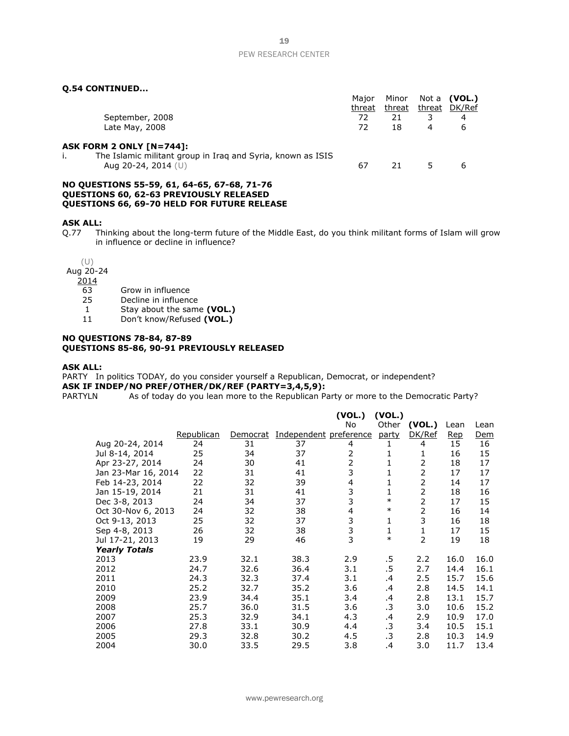**Q.54 CONTINUED...**

| | Major threat | Minor threat | Not a threat | (VOL.) DK/Ref |
|---|---|---|---|---|
| September, 2008 | 72 | 21 | 3 | 4 |
| Late May, 2008 | 72 | 18 | 4 | 6 |

**ASK FORM 2 ONLY [N=744]:**

i. The Islamic militant group in Iraq and Syria, known as ISIS

| | Major threat | Minor threat | Not a threat | (VOL.) DK/Ref |
|---|---|---|---|---|
| Aug 20-24, 2014 (U) | 67 | 21 | 5 | 6 |

**NO QUESTIONS 55-59, 61, 64-65, 67-68, 71-76**
**QUESTIONS 60, 62-63 PREVIOUSLY RELEASED**
**QUESTIONS 66, 69-70 HELD FOR FUTURE RELEASE**

**ASK ALL:**

Q.77 Thinking about the long-term future of the Middle East, do you think militant forms of Islam will grow in influence or decline in influence?

| (U) Aug 20-24 2014 | |
|---|---|
| 63 | Grow in influence |
| 25 | Decline in influence |
| 1 | Stay about the same **(VOL.)** |
| 11 | Don't know/Refused **(VOL.)** |

**NO QUESTIONS 78-84, 87-89**
**QUESTIONS 85-86, 90-91 PREVIOUSLY RELEASED**

**ASK ALL:**

PARTY In politics TODAY, do you consider yourself a Republican, Democrat, or independent?

**ASK IF INDEP/NO PREF/OTHER/DK/REF (PARTY=3,4,5,9):**

PARTYLN As of today do you lean more to the Republican Party or more to the Democratic Party?

| | Republican | Democrat | Independent | (VOL.) No preference | (VOL.) Other party | (VOL.) DK/Ref | Lean Rep | Lean Dem |
|---|---|---|---|---|---|---|---|---|
| Aug 20-24, 2014 | 24 | 31 | 37 | 4 | 1 | 4 | 15 | 16 |
| Jul 8-14, 2014 | 25 | 34 | 37 | 2 | 1 | 1 | 16 | 15 |
| Apr 23-27, 2014 | 24 | 30 | 41 | 2 | 1 | 2 | 18 | 17 |
| Jan 23-Mar 16, 2014 | 22 | 31 | 41 | 3 | 1 | 2 | 17 | 17 |
| Feb 14-23, 2014 | 22 | 32 | 39 | 4 | 1 | 2 | 14 | 17 |
| Jan 15-19, 2014 | 21 | 31 | 41 | 3 | 1 | 2 | 18 | 16 |
| Dec 3-8, 2013 | 24 | 34 | 37 | 3 | * | 2 | 17 | 15 |
| Oct 30-Nov 6, 2013 | 24 | 32 | 38 | 4 | * | 2 | 16 | 14 |
| Oct 9-13, 2013 | 25 | 32 | 37 | 3 | 1 | 3 | 16 | 18 |
| Sep 4-8, 2013 | 26 | 32 | 38 | 3 | 1 | 1 | 17 | 15 |
| Jul 17-21, 2013 | 19 | 29 | 46 | 3 | * | 2 | 19 | 18 |
| ***Yearly Totals*** | | | | | | | | |
| 2013 | 23.9 | 32.1 | 38.3 | 2.9 | .5 | 2.2 | 16.0 | 16.0 |
| 2012 | 24.7 | 32.6 | 36.4 | 3.1 | .5 | 2.7 | 14.4 | 16.1 |
| 2011 | 24.3 | 32.3 | 37.4 | 3.1 | .4 | 2.5 | 15.7 | 15.6 |
| 2010 | 25.2 | 32.7 | 35.2 | 3.6 | .4 | 2.8 | 14.5 | 14.1 |
| 2009 | 23.9 | 34.4 | 35.1 | 3.4 | .4 | 2.8 | 13.1 | 15.7 |
| 2008 | 25.7 | 36.0 | 31.5 | 3.6 | .3 | 3.0 | 10.6 | 15.2 |
| 2007 | 25.3 | 32.9 | 34.1 | 4.3 | .4 | 2.9 | 10.9 | 17.0 |
| 2006 | 27.8 | 33.1 | 30.9 | 4.4 | .3 | 3.4 | 10.5 | 15.1 |
| 2005 | 29.3 | 32.8 | 30.2 | 4.5 | .3 | 2.8 | 10.3 | 14.9 |
| 2004 | 30.0 | 33.5 | 29.5 | 3.8 | .4 | 3.0 | 11.7 | 13.4 |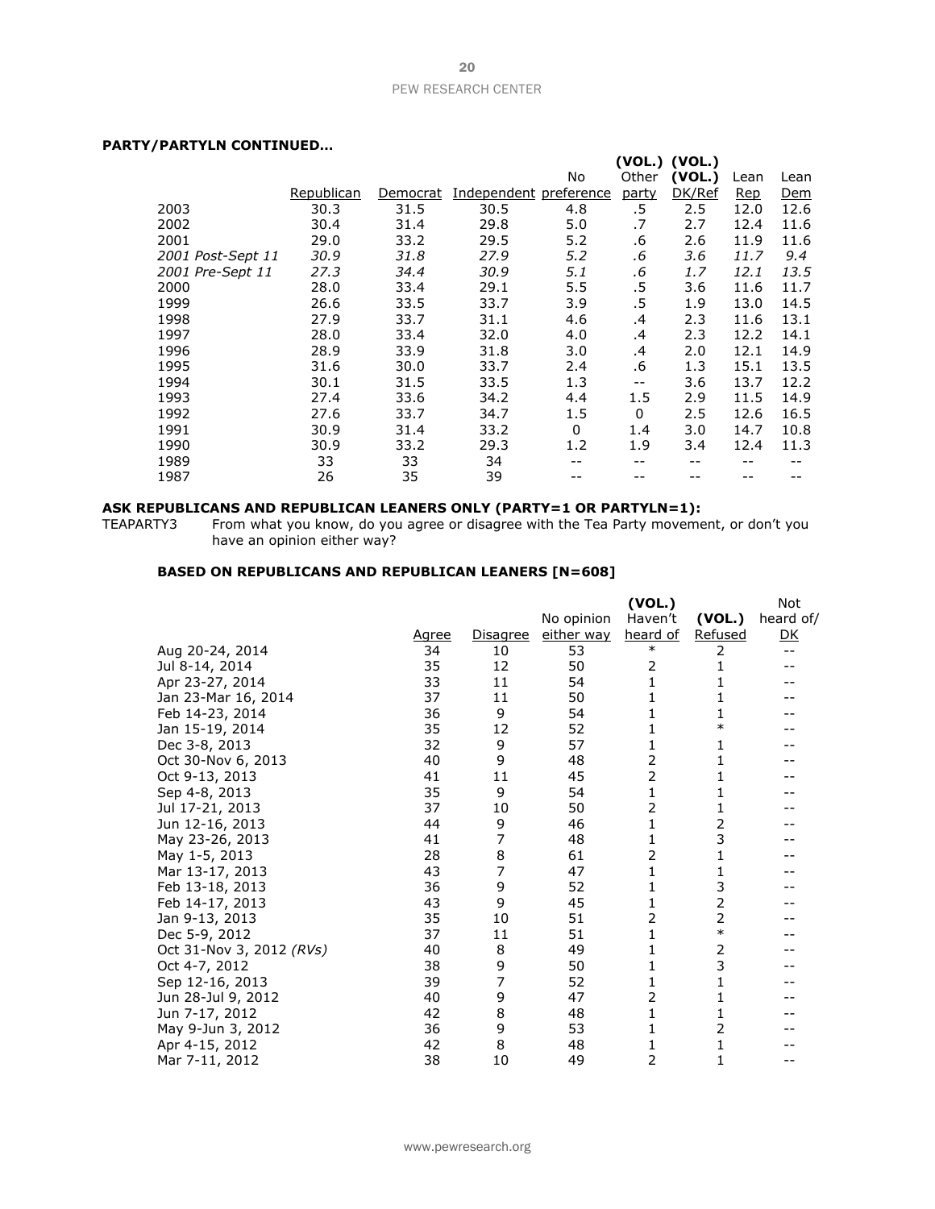**PARTY/PARTYLN CONTINUED…**

| | Republican | Democrat | Independent | No preference | (VOL.) Other party | (VOL.) DK/Ref | Lean Rep | Lean Dem |
|---|---|---|---|---|---|---|---|---|
| 2003 | 30.3 | 31.5 | 30.5 | 4.8 | .5 | 2.5 | 12.0 | 12.6 |
| 2002 | 30.4 | 31.4 | 29.8 | 5.0 | .7 | 2.7 | 12.4 | 11.6 |
| 2001 | 29.0 | 33.2 | 29.5 | 5.2 | .6 | 2.6 | 11.9 | 11.6 |
| *2001 Post-Sept 11* | *30.9* | *31.8* | *27.9* | *5.2* | *.6* | *3.6* | *11.7* | *9.4* |
| *2001 Pre-Sept 11* | *27.3* | *34.4* | *30.9* | *5.1* | *.6* | *1.7* | *12.1* | *13.5* |
| 2000 | 28.0 | 33.4 | 29.1 | 5.5 | .5 | 3.6 | 11.6 | 11.7 |
| 1999 | 26.6 | 33.5 | 33.7 | 3.9 | .5 | 1.9 | 13.0 | 14.5 |
| 1998 | 27.9 | 33.7 | 31.1 | 4.6 | .4 | 2.3 | 11.6 | 13.1 |
| 1997 | 28.0 | 33.4 | 32.0 | 4.0 | .4 | 2.3 | 12.2 | 14.1 |
| 1996 | 28.9 | 33.9 | 31.8 | 3.0 | .4 | 2.0 | 12.1 | 14.9 |
| 1995 | 31.6 | 30.0 | 33.7 | 2.4 | .6 | 1.3 | 15.1 | 13.5 |
| 1994 | 30.1 | 31.5 | 33.5 | 1.3 | -- | 3.6 | 13.7 | 12.2 |
| 1993 | 27.4 | 33.6 | 34.2 | 4.4 | 1.5 | 2.9 | 11.5 | 14.9 |
| 1992 | 27.6 | 33.7 | 34.7 | 1.5 | 0 | 2.5 | 12.6 | 16.5 |
| 1991 | 30.9 | 31.4 | 33.2 | 0 | 1.4 | 3.0 | 14.7 | 10.8 |
| 1990 | 30.9 | 33.2 | 29.3 | 1.2 | 1.9 | 3.4 | 12.4 | 11.3 |
| 1989 | 33 | 33 | 34 | -- | -- | -- | -- | -- |
| 1987 | 26 | 35 | 39 | -- | -- | -- | -- | -- |

**ASK REPUBLICANS AND REPUBLICAN LEANERS ONLY (PARTY=1 OR PARTYLN=1):**

TEAPARTY3 From what you know, do you agree or disagree with the Tea Party movement, or don't you have an opinion either way?

**BASED ON REPUBLICANS AND REPUBLICAN LEANERS [N=608]**

| | Agree | Disagree | No opinion either way | (VOL.) Haven't heard of | (VOL.) Refused | Not heard of/ DK |
|---|---|---|---|---|---|---|
| Aug 20-24, 2014 | 34 | 10 | 53 | * | 2 | -- |
| Jul 8-14, 2014 | 35 | 12 | 50 | 2 | 1 | -- |
| Apr 23-27, 2014 | 33 | 11 | 54 | 1 | 1 | -- |
| Jan 23-Mar 16, 2014 | 37 | 11 | 50 | 1 | 1 | -- |
| Feb 14-23, 2014 | 36 | 9 | 54 | 1 | 1 | -- |
| Jan 15-19, 2014 | 35 | 12 | 52 | 1 | * | -- |
| Dec 3-8, 2013 | 32 | 9 | 57 | 1 | 1 | -- |
| Oct 30-Nov 6, 2013 | 40 | 9 | 48 | 2 | 1 | -- |
| Oct 9-13, 2013 | 41 | 11 | 45 | 2 | 1 | -- |
| Sep 4-8, 2013 | 35 | 9 | 54 | 1 | 1 | -- |
| Jul 17-21, 2013 | 37 | 10 | 50 | 2 | 1 | -- |
| Jun 12-16, 2013 | 44 | 9 | 46 | 1 | 2 | -- |
| May 23-26, 2013 | 41 | 7 | 48 | 1 | 3 | -- |
| May 1-5, 2013 | 28 | 8 | 61 | 2 | 1 | -- |
| Mar 13-17, 2013 | 43 | 7 | 47 | 1 | 1 | -- |
| Feb 13-18, 2013 | 36 | 9 | 52 | 1 | 3 | -- |
| Feb 14-17, 2013 | 43 | 9 | 45 | 1 | 2 | -- |
| Jan 9-13, 2013 | 35 | 10 | 51 | 2 | 2 | -- |
| Dec 5-9, 2012 | 37 | 11 | 51 | 1 | * | -- |
| Oct 31-Nov 3, 2012 *(RVs)* | 40 | 8 | 49 | 1 | 2 | -- |
| Oct 4-7, 2012 | 38 | 9 | 50 | 1 | 3 | -- |
| Sep 12-16, 2013 | 39 | 7 | 52 | 1 | 1 | -- |
| Jun 28-Jul 9, 2012 | 40 | 9 | 47 | 2 | 1 | -- |
| Jun 7-17, 2012 | 42 | 8 | 48 | 1 | 1 | -- |
| May 9-Jun 3, 2012 | 36 | 9 | 53 | 1 | 2 | -- |
| Apr 4-15, 2012 | 42 | 8 | 48 | 1 | 1 | -- |
| Mar 7-11, 2012 | 38 | 10 | 49 | 2 | 1 | -- |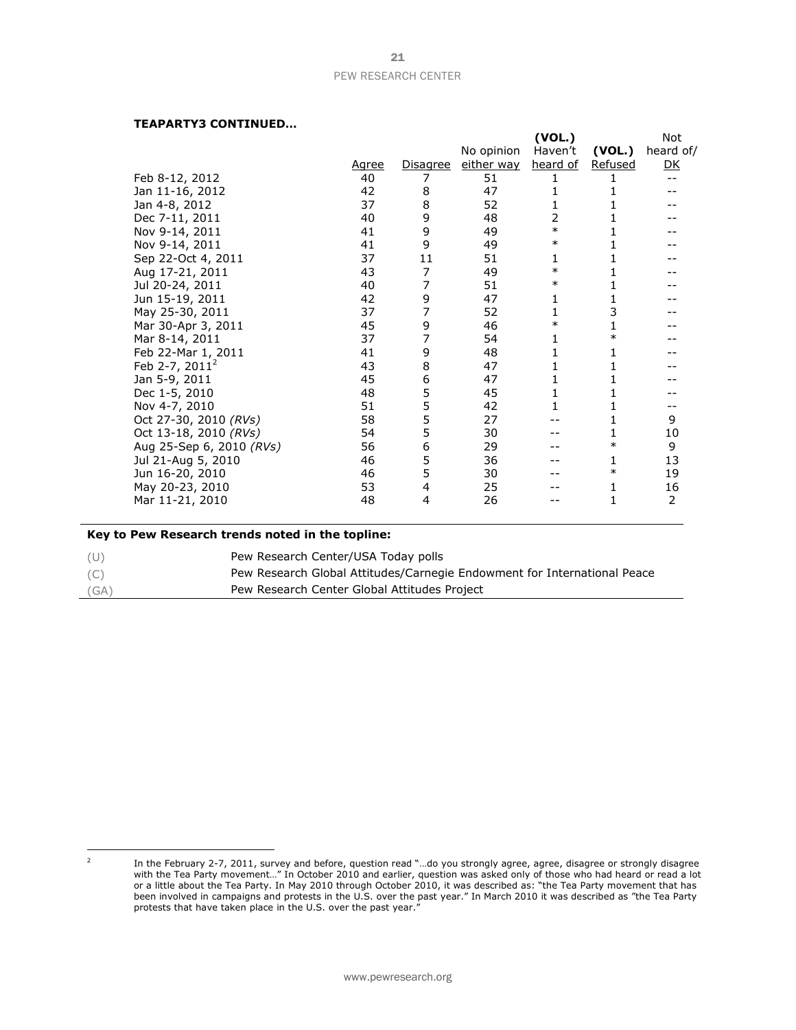**TEAPARTY3 CONTINUED…**

| | Agree | Disagree | No opinion either way | (VOL.) Haven't heard of | (VOL.) Refused | Not heard of/ DK |
|---|---|---|---|---|---|---|
| Feb 8-12, 2012 | 40 | 7 | 51 | 1 | 1 | -- |
| Jan 11-16, 2012 | 42 | 8 | 47 | 1 | 1 | -- |
| Jan 4-8, 2012 | 37 | 8 | 52 | 1 | 1 | -- |
| Dec 7-11, 2011 | 40 | 9 | 48 | 2 | 1 | -- |
| Nov 9-14, 2011 | 41 | 9 | 49 | * | 1 | -- |
| Nov 9-14, 2011 | 41 | 9 | 49 | * | 1 | -- |
| Sep 22-Oct 4, 2011 | 37 | 11 | 51 | 1 | 1 | -- |
| Aug 17-21, 2011 | 43 | 7 | 49 | * | 1 | -- |
| Jul 20-24, 2011 | 40 | 7 | 51 | * | 1 | -- |
| Jun 15-19, 2011 | 42 | 9 | 47 | 1 | 1 | -- |
| May 25-30, 2011 | 37 | 7 | 52 | 1 | 3 | -- |
| Mar 30-Apr 3, 2011 | 45 | 9 | 46 | * | 1 | -- |
| Mar 8-14, 2011 | 37 | 7 | 54 | 1 | * | -- |
| Feb 22-Mar 1, 2011 | 41 | 9 | 48 | 1 | 1 | -- |
| Feb 2-7, 2011[2] | 43 | 8 | 47 | 1 | 1 | -- |
| Jan 5-9, 2011 | 45 | 6 | 47 | 1 | 1 | -- |
| Dec 1-5, 2010 | 48 | 5 | 45 | 1 | 1 | -- |
| Nov 4-7, 2010 | 51 | 5 | 42 | 1 | 1 | -- |
| Oct 27-30, 2010 *(RVs)* | 58 | 5 | 27 | -- | 1 | 9 |
| Oct 13-18, 2010 *(RVs)* | 54 | 5 | 30 | -- | 1 | 10 |
| Aug 25-Sep 6, 2010 *(RVs)* | 56 | 6 | 29 | -- | * | 9 |
| Jul 21-Aug 5, 2010 | 46 | 5 | 36 | -- | 1 | 13 |
| Jun 16-20, 2010 | 46 | 5 | 30 | -- | * | 19 |
| May 20-23, 2010 | 53 | 4 | 25 | -- | 1 | 16 |
| Mar 11-21, 2010 | 48 | 4 | 26 | -- | 1 | 2 |

**Key to Pew Research trends noted in the topline:**

| | |
|---|---|
| (U) | Pew Research Center/USA Today polls |
| (C) | Pew Research Global Attitudes/Carnegie Endowment for International Peace |
| (GA) | Pew Research Center Global Attitudes Project |

[2] In the February 2-7, 2011, survey and before, question read "…do you strongly agree, agree, disagree or strongly disagree with the Tea Party movement…" In October 2010 and earlier, question was asked only of those who had heard or read a lot or a little about the Tea Party. In May 2010 through October 2010, it was described as: "the Tea Party movement that has been involved in campaigns and protests in the U.S. over the past year." In March 2010 it was described as "the Tea Party protests that have taken place in the U.S. over the past year."